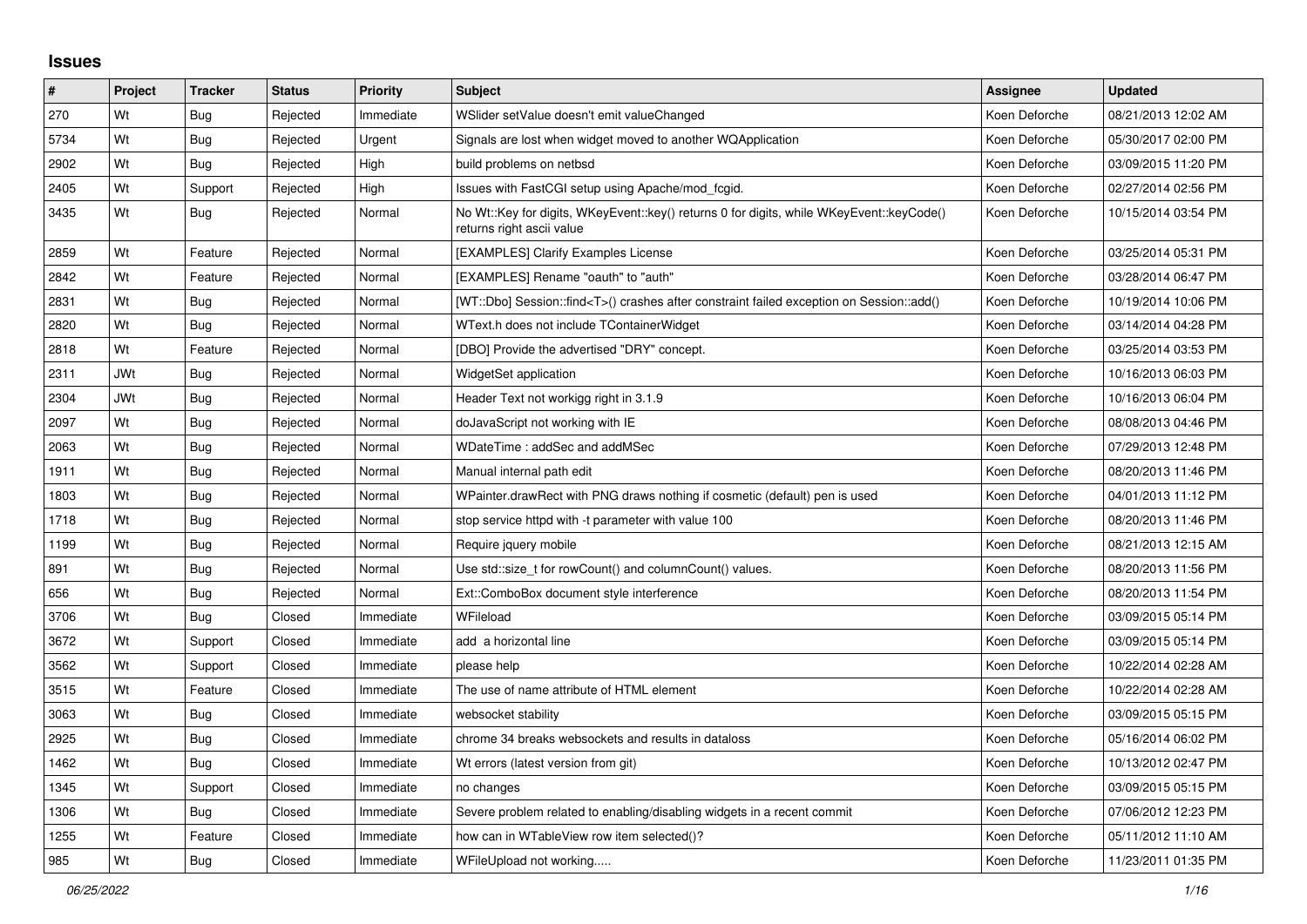# Issues

| # | Project | Tracker | Status | Priority | Subject | Assignee | Updated |
|---|---|---|---|---|---|---|---|
| 270 | Wt | Bug | Rejected | Immediate | WSlider setValue doesn't emit valueChanged | Koen Deforche | 08/21/2013 12:02 AM |
| 5734 | Wt | Bug | Rejected | Urgent | Signals are lost when widget moved to another WQApplication | Koen Deforche | 05/30/2017 02:00 PM |
| 2902 | Wt | Bug | Rejected | High | build problems on netbsd | Koen Deforche | 03/09/2015 11:20 PM |
| 2405 | Wt | Support | Rejected | High | Issues with FastCGI setup using Apache/mod_fcgid. | Koen Deforche | 02/27/2014 02:56 PM |
| 3435 | Wt | Bug | Rejected | Normal | No Wt::Key for digits, WKeyEvent::key() returns 0 for digits, while WKeyEvent::keyCode() returns right ascii value | Koen Deforche | 10/15/2014 03:54 PM |
| 2859 | Wt | Feature | Rejected | Normal | [EXAMPLES] Clarify Examples License | Koen Deforche | 03/25/2014 05:31 PM |
| 2842 | Wt | Feature | Rejected | Normal | [EXAMPLES] Rename "oauth" to "auth" | Koen Deforche | 03/28/2014 06:47 PM |
| 2831 | Wt | Bug | Rejected | Normal | [WT::Dbo] Session::find<T>() crashes after constraint failed exception on Session::add() | Koen Deforche | 10/19/2014 10:06 PM |
| 2820 | Wt | Bug | Rejected | Normal | WText.h does not include TContainerWidget | Koen Deforche | 03/14/2014 04:28 PM |
| 2818 | Wt | Feature | Rejected | Normal | [DBO] Provide the advertised "DRY" concept. | Koen Deforche | 03/25/2014 03:53 PM |
| 2311 | JWt | Bug | Rejected | Normal | WidgetSet application | Koen Deforche | 10/16/2013 06:03 PM |
| 2304 | JWt | Bug | Rejected | Normal | Header Text not workigg right in 3.1.9 | Koen Deforche | 10/16/2013 06:04 PM |
| 2097 | Wt | Bug | Rejected | Normal | doJavaScript not working with IE | Koen Deforche | 08/08/2013 04:46 PM |
| 2063 | Wt | Bug | Rejected | Normal | WDateTime : addSec and addMSec | Koen Deforche | 07/29/2013 12:48 PM |
| 1911 | Wt | Bug | Rejected | Normal | Manual internal path edit | Koen Deforche | 08/20/2013 11:46 PM |
| 1803 | Wt | Bug | Rejected | Normal | WPainter.drawRect with PNG draws nothing if cosmetic (default) pen is used | Koen Deforche | 04/01/2013 11:12 PM |
| 1718 | Wt | Bug | Rejected | Normal | stop service httpd with -t parameter with value 100 | Koen Deforche | 08/20/2013 11:46 PM |
| 1199 | Wt | Bug | Rejected | Normal | Require jquery mobile | Koen Deforche | 08/21/2013 12:15 AM |
| 891 | Wt | Bug | Rejected | Normal | Use std::size_t for rowCount() and columnCount() values. | Koen Deforche | 08/20/2013 11:56 PM |
| 656 | Wt | Bug | Rejected | Normal | Ext::ComboBox document style interference | Koen Deforche | 08/20/2013 11:54 PM |
| 3706 | Wt | Bug | Closed | Immediate | WFileload | Koen Deforche | 03/09/2015 05:14 PM |
| 3672 | Wt | Support | Closed | Immediate | add a horizontal line | Koen Deforche | 03/09/2015 05:14 PM |
| 3562 | Wt | Support | Closed | Immediate | please help | Koen Deforche | 10/22/2014 02:28 AM |
| 3515 | Wt | Feature | Closed | Immediate | The use of name attribute of HTML element | Koen Deforche | 10/22/2014 02:28 AM |
| 3063 | Wt | Bug | Closed | Immediate | websocket stability | Koen Deforche | 03/09/2015 05:15 PM |
| 2925 | Wt | Bug | Closed | Immediate | chrome 34 breaks websockets and results in dataloss | Koen Deforche | 05/16/2014 06:02 PM |
| 1462 | Wt | Bug | Closed | Immediate | Wt errors (latest version from git) | Koen Deforche | 10/13/2012 02:47 PM |
| 1345 | Wt | Support | Closed | Immediate | no changes | Koen Deforche | 03/09/2015 05:15 PM |
| 1306 | Wt | Bug | Closed | Immediate | Severe problem related to enabling/disabling widgets in a recent commit | Koen Deforche | 07/06/2012 12:23 PM |
| 1255 | Wt | Feature | Closed | Immediate | how can in WTableView row item selected()? | Koen Deforche | 05/11/2012 11:10 AM |
| 985 | Wt | Bug | Closed | Immediate | WFileUpload not working..... | Koen Deforche | 11/23/2011 01:35 PM |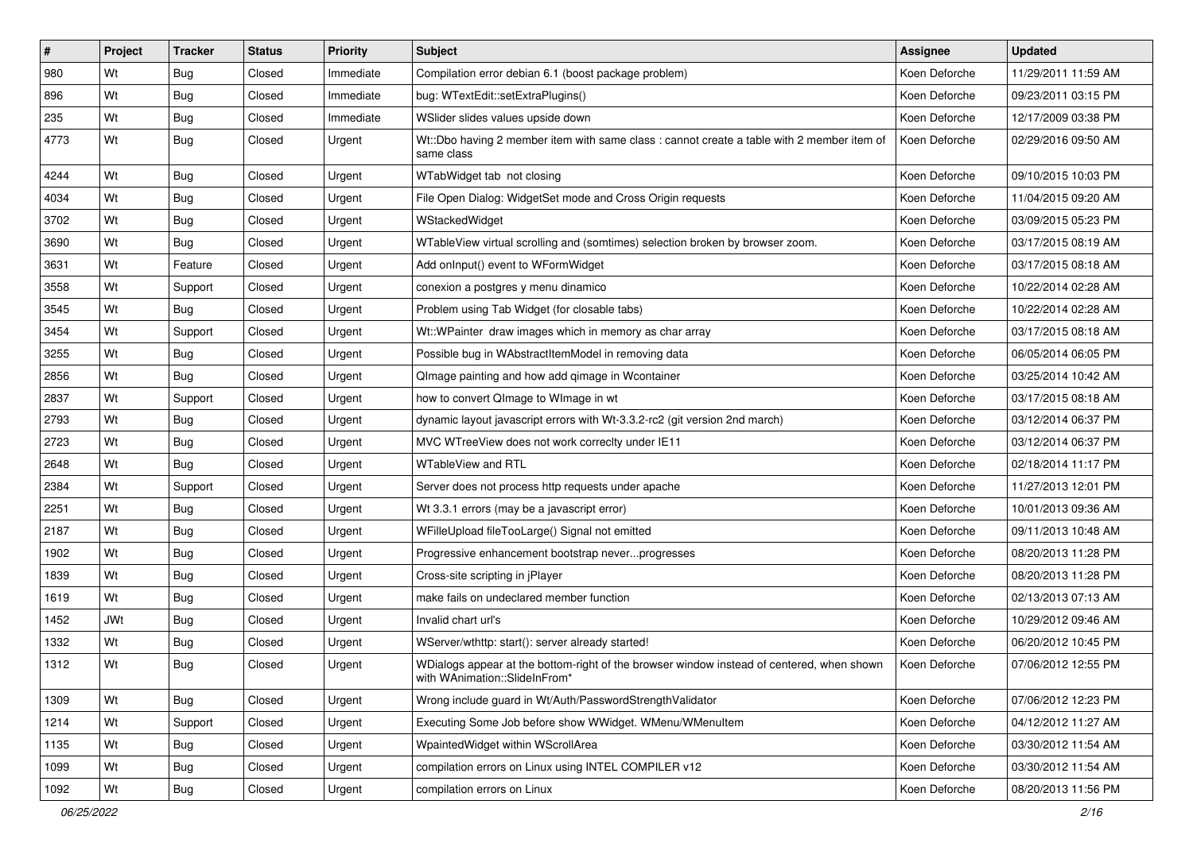| # | Project | Tracker | Status | Priority | Subject | Assignee | Updated |
|---|---|---|---|---|---|---|---|
| 980 | Wt | Bug | Closed | Immediate | Compilation error debian 6.1 (boost package problem) | Koen Deforche | 11/29/2011 11:59 AM |
| 896 | Wt | Bug | Closed | Immediate | bug: WTextEdit::setExtraPlugins() | Koen Deforche | 09/23/2011 03:15 PM |
| 235 | Wt | Bug | Closed | Immediate | WSlider slides values upside down | Koen Deforche | 12/17/2009 03:38 PM |
| 4773 | Wt | Bug | Closed | Urgent | Wt::Dbo having 2 member item with same class : cannot create a table with 2 member item of same class | Koen Deforche | 02/29/2016 09:50 AM |
| 4244 | Wt | Bug | Closed | Urgent | WTabWidget tab  not closing | Koen Deforche | 09/10/2015 10:03 PM |
| 4034 | Wt | Bug | Closed | Urgent | File Open Dialog: WidgetSet mode and Cross Origin requests | Koen Deforche | 11/04/2015 09:20 AM |
| 3702 | Wt | Bug | Closed | Urgent | WStackedWidget | Koen Deforche | 03/09/2015 05:23 PM |
| 3690 | Wt | Bug | Closed | Urgent | WTableView virtual scrolling and (somtimes) selection broken by browser zoom. | Koen Deforche | 03/17/2015 08:19 AM |
| 3631 | Wt | Feature | Closed | Urgent | Add onInput() event to WFormWidget | Koen Deforche | 03/17/2015 08:18 AM |
| 3558 | Wt | Support | Closed | Urgent | conexion a postgres y menu dinamico | Koen Deforche | 10/22/2014 02:28 AM |
| 3545 | Wt | Bug | Closed | Urgent | Problem using Tab Widget (for closable tabs) | Koen Deforche | 10/22/2014 02:28 AM |
| 3454 | Wt | Support | Closed | Urgent | Wt::WPainter  draw images which in memory as char array | Koen Deforche | 03/17/2015 08:18 AM |
| 3255 | Wt | Bug | Closed | Urgent | Possible bug in WAbstractItemModel in removing data | Koen Deforche | 06/05/2014 06:05 PM |
| 2856 | Wt | Bug | Closed | Urgent | QImage painting and how add qimage in Wcontainer | Koen Deforche | 03/25/2014 10:42 AM |
| 2837 | Wt | Support | Closed | Urgent | how to convert QImage to WImage in wt | Koen Deforche | 03/17/2015 08:18 AM |
| 2793 | Wt | Bug | Closed | Urgent | dynamic layout javascript errors with Wt-3.3.2-rc2 (git version 2nd march) | Koen Deforche | 03/12/2014 06:37 PM |
| 2723 | Wt | Bug | Closed | Urgent | MVC WTreeView does not work correclty under IE11 | Koen Deforche | 03/12/2014 06:37 PM |
| 2648 | Wt | Bug | Closed | Urgent | WTableView and RTL | Koen Deforche | 02/18/2014 11:17 PM |
| 2384 | Wt | Support | Closed | Urgent | Server does not process http requests under apache | Koen Deforche | 11/27/2013 12:01 PM |
| 2251 | Wt | Bug | Closed | Urgent | Wt 3.3.1 errors (may be a javascript error) | Koen Deforche | 10/01/2013 09:36 AM |
| 2187 | Wt | Bug | Closed | Urgent | WFilleUpload fileTooLarge() Signal not emitted | Koen Deforche | 09/11/2013 10:48 AM |
| 1902 | Wt | Bug | Closed | Urgent | Progressive enhancement bootstrap never...progresses | Koen Deforche | 08/20/2013 11:28 PM |
| 1839 | Wt | Bug | Closed | Urgent | Cross-site scripting in jPlayer | Koen Deforche | 08/20/2013 11:28 PM |
| 1619 | Wt | Bug | Closed | Urgent | make fails on undeclared member function | Koen Deforche | 02/13/2013 07:13 AM |
| 1452 | JWt | Bug | Closed | Urgent | Invalid chart url's | Koen Deforche | 10/29/2012 09:46 AM |
| 1332 | Wt | Bug | Closed | Urgent | WServer/wthttp: start(): server already started! | Koen Deforche | 06/20/2012 10:45 PM |
| 1312 | Wt | Bug | Closed | Urgent | WDialogs appear at the bottom-right of the browser window instead of centered, when shown with WAnimation::SlideInFrom* | Koen Deforche | 07/06/2012 12:55 PM |
| 1309 | Wt | Bug | Closed | Urgent | Wrong include guard in Wt/Auth/PasswordStrengthValidator | Koen Deforche | 07/06/2012 12:23 PM |
| 1214 | Wt | Support | Closed | Urgent | Executing Some Job before show WWidget. WMenu/WMenuItem | Koen Deforche | 04/12/2012 11:27 AM |
| 1135 | Wt | Bug | Closed | Urgent | WpaintedWidget within WScrollArea | Koen Deforche | 03/30/2012 11:54 AM |
| 1099 | Wt | Bug | Closed | Urgent | compilation errors on Linux using INTEL COMPILER v12 | Koen Deforche | 03/30/2012 11:54 AM |
| 1092 | Wt | Bug | Closed | Urgent | compilation errors on Linux | Koen Deforche | 08/20/2013 11:56 PM |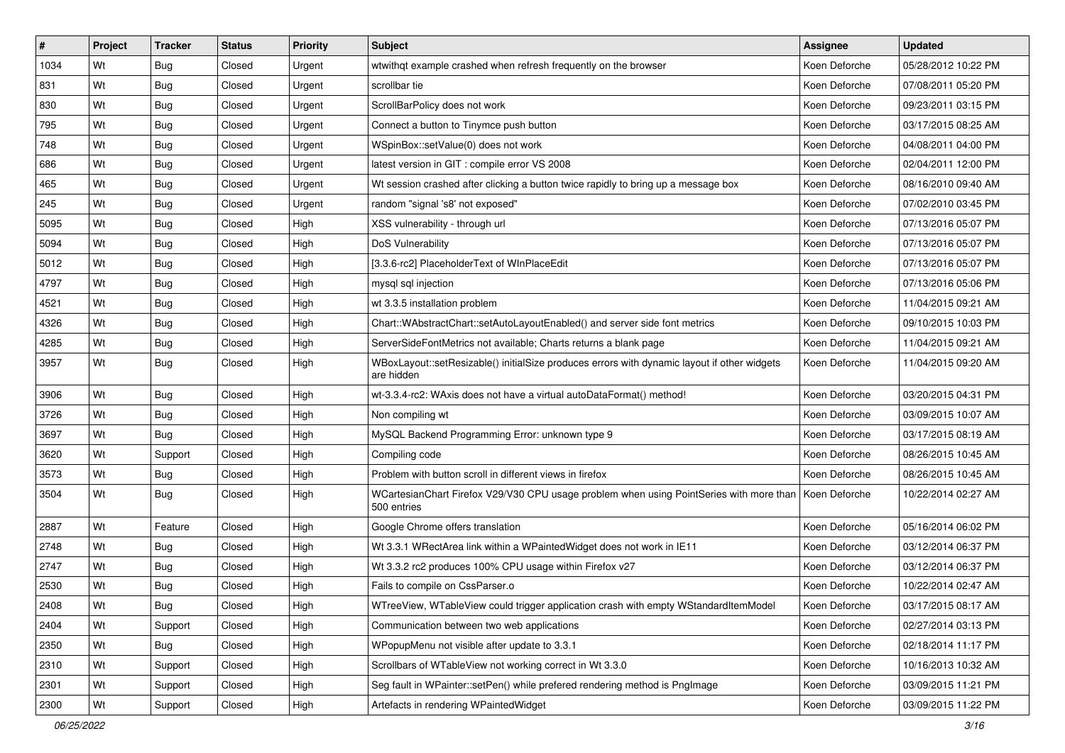| # | Project | Tracker | Status | Priority | Subject | Assignee | Updated |
|---|---|---|---|---|---|---|---|
| 1034 | Wt | Bug | Closed | Urgent | wtwithqt example crashed when refresh frequently on the browser | Koen Deforche | 05/28/2012 10:22 PM |
| 831 | Wt | Bug | Closed | Urgent | scrollbar tie | Koen Deforche | 07/08/2011 05:20 PM |
| 830 | Wt | Bug | Closed | Urgent | ScrollBarPolicy does not work | Koen Deforche | 09/23/2011 03:15 PM |
| 795 | Wt | Bug | Closed | Urgent | Connect a button to Tinymce push button | Koen Deforche | 03/17/2015 08:25 AM |
| 748 | Wt | Bug | Closed | Urgent | WSpinBox::setValue(0) does not work | Koen Deforche | 04/08/2011 04:00 PM |
| 686 | Wt | Bug | Closed | Urgent | latest version in GIT : compile error VS 2008 | Koen Deforche | 02/04/2011 12:00 PM |
| 465 | Wt | Bug | Closed | Urgent | Wt session crashed after clicking a button twice rapidly to bring up a message box | Koen Deforche | 08/16/2010 09:40 AM |
| 245 | Wt | Bug | Closed | Urgent | random "signal 's8' not exposed" | Koen Deforche | 07/02/2010 03:45 PM |
| 5095 | Wt | Bug | Closed | High | XSS vulnerability - through url | Koen Deforche | 07/13/2016 05:07 PM |
| 5094 | Wt | Bug | Closed | High | DoS Vulnerability | Koen Deforche | 07/13/2016 05:07 PM |
| 5012 | Wt | Bug | Closed | High | [3.3.6-rc2] PlaceholderText of WInPlaceEdit | Koen Deforche | 07/13/2016 05:07 PM |
| 4797 | Wt | Bug | Closed | High | mysql sql injection | Koen Deforche | 07/13/2016 05:06 PM |
| 4521 | Wt | Bug | Closed | High | wt 3.3.5 installation problem | Koen Deforche | 11/04/2015 09:21 AM |
| 4326 | Wt | Bug | Closed | High | Chart::WAbstractChart::setAutoLayoutEnabled() and server side font metrics | Koen Deforche | 09/10/2015 10:03 PM |
| 4285 | Wt | Bug | Closed | High | ServerSideFontMetrics not available; Charts returns a blank page | Koen Deforche | 11/04/2015 09:21 AM |
| 3957 | Wt | Bug | Closed | High | WBoxLayout::setResizable() initialSize produces errors with dynamic layout if other widgets are hidden | Koen Deforche | 11/04/2015 09:20 AM |
| 3906 | Wt | Bug | Closed | High | wt-3.3.4-rc2: WAxis does not have a virtual autoDataFormat() method! | Koen Deforche | 03/20/2015 04:31 PM |
| 3726 | Wt | Bug | Closed | High | Non compiling wt | Koen Deforche | 03/09/2015 10:07 AM |
| 3697 | Wt | Bug | Closed | High | MySQL Backend Programming Error: unknown type 9 | Koen Deforche | 03/17/2015 08:19 AM |
| 3620 | Wt | Support | Closed | High | Compiling code | Koen Deforche | 08/26/2015 10:45 AM |
| 3573 | Wt | Bug | Closed | High | Problem with button scroll in different views in firefox | Koen Deforche | 08/26/2015 10:45 AM |
| 3504 | Wt | Bug | Closed | High | WCartesianChart Firefox V29/V30 CPU usage problem when using PointSeries with more than 500 entries | Koen Deforche | 10/22/2014 02:27 AM |
| 2887 | Wt | Feature | Closed | High | Google Chrome offers translation | Koen Deforche | 05/16/2014 06:02 PM |
| 2748 | Wt | Bug | Closed | High | Wt 3.3.1 WRectArea link within a WPaintedWidget does not work in IE11 | Koen Deforche | 03/12/2014 06:37 PM |
| 2747 | Wt | Bug | Closed | High | Wt 3.3.2 rc2 produces 100% CPU usage within Firefox v27 | Koen Deforche | 03/12/2014 06:37 PM |
| 2530 | Wt | Bug | Closed | High | Fails to compile on CssParser.o | Koen Deforche | 10/22/2014 02:47 AM |
| 2408 | Wt | Bug | Closed | High | WTreeView, WTableView could trigger application crash with empty WStandardItemModel | Koen Deforche | 03/17/2015 08:17 AM |
| 2404 | Wt | Support | Closed | High | Communication between two web applications | Koen Deforche | 02/27/2014 03:13 PM |
| 2350 | Wt | Bug | Closed | High | WPopupMenu not visible after update to 3.3.1 | Koen Deforche | 02/18/2014 11:17 PM |
| 2310 | Wt | Support | Closed | High | Scrollbars of WTableView not working correct in Wt 3.3.0 | Koen Deforche | 10/16/2013 10:32 AM |
| 2301 | Wt | Support | Closed | High | Seg fault in WPainter::setPen() while prefered rendering method is PngImage | Koen Deforche | 03/09/2015 11:21 PM |
| 2300 | Wt | Support | Closed | High | Artefacts in rendering WPaintedWidget | Koen Deforche | 03/09/2015 11:22 PM |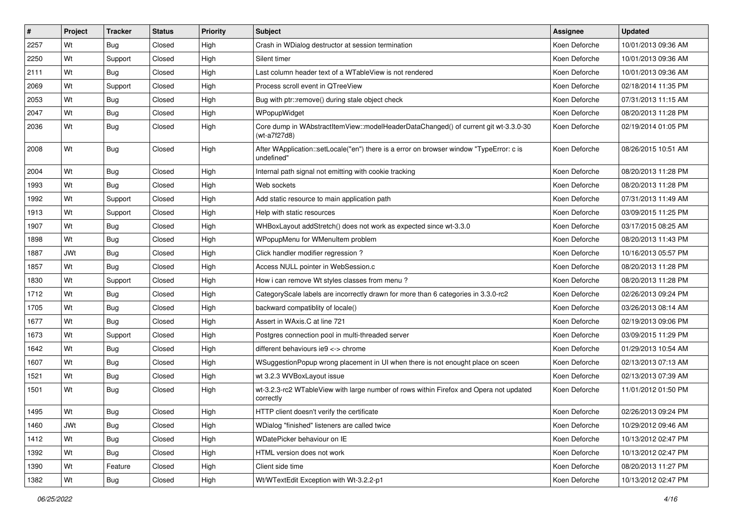| # | Project | Tracker | Status | Priority | Subject | Assignee | Updated |
|---|---|---|---|---|---|---|---|
| 2257 | Wt | Bug | Closed | High | Crash in WDialog destructor at session termination | Koen Deforche | 10/01/2013 09:36 AM |
| 2250 | Wt | Support | Closed | High | Silent timer | Koen Deforche | 10/01/2013 09:36 AM |
| 2111 | Wt | Bug | Closed | High | Last column header text of a WTableView is not rendered | Koen Deforche | 10/01/2013 09:36 AM |
| 2069 | Wt | Support | Closed | High | Process scroll event in QTreeView | Koen Deforche | 02/18/2014 11:35 PM |
| 2053 | Wt | Bug | Closed | High | Bug with ptr::remove() during stale object check | Koen Deforche | 07/31/2013 11:15 AM |
| 2047 | Wt | Bug | Closed | High | WPopupWidget | Koen Deforche | 08/20/2013 11:28 PM |
| 2036 | Wt | Bug | Closed | High | Core dump in WAbstractItemView::modelHeaderDataChanged() of current git wt-3.3.0-30 (wt-a7f27d8) | Koen Deforche | 02/19/2014 01:05 PM |
| 2008 | Wt | Bug | Closed | High | After WApplication::setLocale("en") there is a error on browser window "TypeError: c is undefined" | Koen Deforche | 08/26/2015 10:51 AM |
| 2004 | Wt | Bug | Closed | High | Internal path signal not emitting with cookie tracking | Koen Deforche | 08/20/2013 11:28 PM |
| 1993 | Wt | Bug | Closed | High | Web sockets | Koen Deforche | 08/20/2013 11:28 PM |
| 1992 | Wt | Support | Closed | High | Add static resource to main application path | Koen Deforche | 07/31/2013 11:49 AM |
| 1913 | Wt | Support | Closed | High | Help with static resources | Koen Deforche | 03/09/2015 11:25 PM |
| 1907 | Wt | Bug | Closed | High | WHBoxLayout addStretch() does not work as expected since wt-3.3.0 | Koen Deforche | 03/17/2015 08:25 AM |
| 1898 | Wt | Bug | Closed | High | WPopupMenu for WMenuItem problem | Koen Deforche | 08/20/2013 11:43 PM |
| 1887 | JWt | Bug | Closed | High | Click handler modifier regression ? | Koen Deforche | 10/16/2013 05:57 PM |
| 1857 | Wt | Bug | Closed | High | Access NULL pointer in WebSession.c | Koen Deforche | 08/20/2013 11:28 PM |
| 1830 | Wt | Support | Closed | High | How i can remove Wt styles classes from menu ? | Koen Deforche | 08/20/2013 11:28 PM |
| 1712 | Wt | Bug | Closed | High | CategoryScale labels are incorrectly drawn for more than 6 categories in 3.3.0-rc2 | Koen Deforche | 02/26/2013 09:24 PM |
| 1705 | Wt | Bug | Closed | High | backward compatiblity of locale() | Koen Deforche | 03/26/2013 08:14 AM |
| 1677 | Wt | Bug | Closed | High | Assert in WAxis.C at line 721 | Koen Deforche | 02/19/2013 09:06 PM |
| 1673 | Wt | Support | Closed | High | Postgres connection pool in multi-threaded server | Koen Deforche | 03/09/2015 11:29 PM |
| 1642 | Wt | Bug | Closed | High | different behaviours ie9 <-> chrome | Koen Deforche | 01/29/2013 10:54 AM |
| 1607 | Wt | Bug | Closed | High | WSuggestionPopup wrong placement in UI when there is not enought place on sceen | Koen Deforche | 02/13/2013 07:13 AM |
| 1521 | Wt | Bug | Closed | High | wt 3.2.3 WVBoxLayout issue | Koen Deforche | 02/13/2013 07:39 AM |
| 1501 | Wt | Bug | Closed | High | wt-3.2.3-rc2 WTableView with large number of rows within Firefox and Opera not updated correctly | Koen Deforche | 11/01/2012 01:50 PM |
| 1495 | Wt | Bug | Closed | High | HTTP client doesn't verify the certificate | Koen Deforche | 02/26/2013 09:24 PM |
| 1460 | JWt | Bug | Closed | High | WDialog "finished" listeners are called twice | Koen Deforche | 10/29/2012 09:46 AM |
| 1412 | Wt | Bug | Closed | High | WDatePicker behaviour on IE | Koen Deforche | 10/13/2012 02:47 PM |
| 1392 | Wt | Bug | Closed | High | HTML version does not work | Koen Deforche | 10/13/2012 02:47 PM |
| 1390 | Wt | Feature | Closed | High | Client side time | Koen Deforche | 08/20/2013 11:27 PM |
| 1382 | Wt | Bug | Closed | High | Wt/WTextEdit Exception with Wt-3.2.2-p1 | Koen Deforche | 10/13/2012 02:47 PM |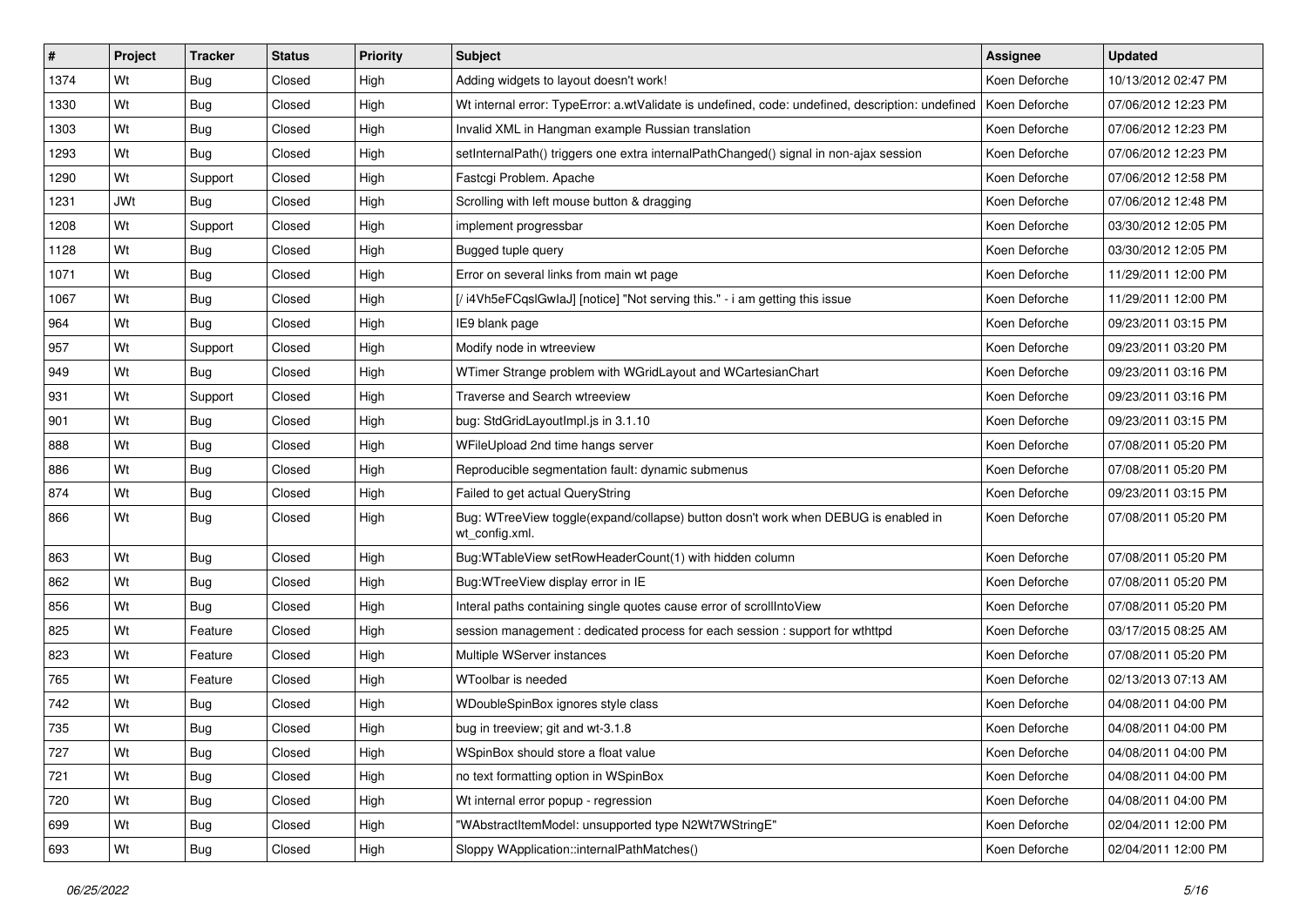| # | Project | Tracker | Status | Priority | Subject | Assignee | Updated |
|---|---|---|---|---|---|---|---|
| 1374 | Wt | Bug | Closed | High | Adding widgets to layout doesn't work! | Koen Deforche | 10/13/2012 02:47 PM |
| 1330 | Wt | Bug | Closed | High | Wt internal error: TypeError: a.wtValidate is undefined, code: undefined, description: undefined | Koen Deforche | 07/06/2012 12:23 PM |
| 1303 | Wt | Bug | Closed | High | Invalid XML in Hangman example Russian translation | Koen Deforche | 07/06/2012 12:23 PM |
| 1293 | Wt | Bug | Closed | High | setInternalPath() triggers one extra internalPathChanged() signal in non-ajax session | Koen Deforche | 07/06/2012 12:23 PM |
| 1290 | Wt | Support | Closed | High | Fastcgi Problem. Apache | Koen Deforche | 07/06/2012 12:58 PM |
| 1231 | JWt | Bug | Closed | High | Scrolling with left mouse button & dragging | Koen Deforche | 07/06/2012 12:48 PM |
| 1208 | Wt | Support | Closed | High | implement progressbar | Koen Deforche | 03/30/2012 12:05 PM |
| 1128 | Wt | Bug | Closed | High | Bugged tuple query | Koen Deforche | 03/30/2012 12:05 PM |
| 1071 | Wt | Bug | Closed | High | Error on several links from main wt page | Koen Deforche | 11/29/2011 12:00 PM |
| 1067 | Wt | Bug | Closed | High | [/ i4Vh5eFCqslGwIaJ] [notice] "Not serving this." - i am getting this issue | Koen Deforche | 11/29/2011 12:00 PM |
| 964 | Wt | Bug | Closed | High | IE9 blank page | Koen Deforche | 09/23/2011 03:15 PM |
| 957 | Wt | Support | Closed | High | Modify node in wtreeview | Koen Deforche | 09/23/2011 03:20 PM |
| 949 | Wt | Bug | Closed | High | WTimer Strange problem with WGridLayout and WCartesianChart | Koen Deforche | 09/23/2011 03:16 PM |
| 931 | Wt | Support | Closed | High | Traverse and Search wtreeview | Koen Deforche | 09/23/2011 03:16 PM |
| 901 | Wt | Bug | Closed | High | bug: StdGridLayoutImpl.js in 3.1.10 | Koen Deforche | 09/23/2011 03:15 PM |
| 888 | Wt | Bug | Closed | High | WFileUpload 2nd time hangs server | Koen Deforche | 07/08/2011 05:20 PM |
| 886 | Wt | Bug | Closed | High | Reproducible segmentation fault: dynamic submenus | Koen Deforche | 07/08/2011 05:20 PM |
| 874 | Wt | Bug | Closed | High | Failed to get actual QueryString | Koen Deforche | 09/23/2011 03:15 PM |
| 866 | Wt | Bug | Closed | High | Bug: WTreeView toggle(expand/collapse) button dosn't work when DEBUG is enabled in wt_config.xml. | Koen Deforche | 07/08/2011 05:20 PM |
| 863 | Wt | Bug | Closed | High | Bug:WTableView setRowHeaderCount(1) with hidden column | Koen Deforche | 07/08/2011 05:20 PM |
| 862 | Wt | Bug | Closed | High | Bug:WTreeView display error in IE | Koen Deforche | 07/08/2011 05:20 PM |
| 856 | Wt | Bug | Closed | High | Interal paths containing single quotes cause error of scrollIntoView | Koen Deforche | 07/08/2011 05:20 PM |
| 825 | Wt | Feature | Closed | High | session management : dedicated process for each session : support for wthttpd | Koen Deforche | 03/17/2015 08:25 AM |
| 823 | Wt | Feature | Closed | High | Multiple WServer instances | Koen Deforche | 07/08/2011 05:20 PM |
| 765 | Wt | Feature | Closed | High | WToolbar is needed | Koen Deforche | 02/13/2013 07:13 AM |
| 742 | Wt | Bug | Closed | High | WDoubleSpinBox ignores style class | Koen Deforche | 04/08/2011 04:00 PM |
| 735 | Wt | Bug | Closed | High | bug in treeview; git and wt-3.1.8 | Koen Deforche | 04/08/2011 04:00 PM |
| 727 | Wt | Bug | Closed | High | WSpinBox should store a float value | Koen Deforche | 04/08/2011 04:00 PM |
| 721 | Wt | Bug | Closed | High | no text formatting option in WSpinBox | Koen Deforche | 04/08/2011 04:00 PM |
| 720 | Wt | Bug | Closed | High | Wt internal error popup - regression | Koen Deforche | 04/08/2011 04:00 PM |
| 699 | Wt | Bug | Closed | High | "WAbstractItemModel: unsupported type N2Wt7WStringE" | Koen Deforche | 02/04/2011 12:00 PM |
| 693 | Wt | Bug | Closed | High | Sloppy WApplication::internalPathMatches() | Koen Deforche | 02/04/2011 12:00 PM |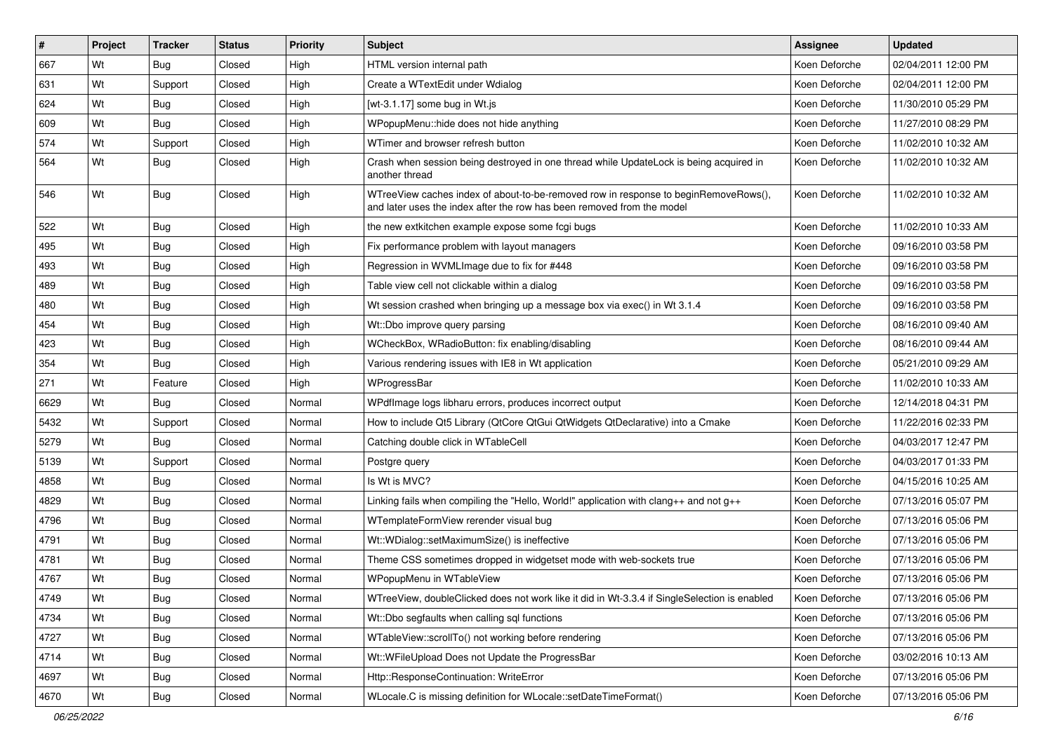| # | Project | Tracker | Status | Priority | Subject | Assignee | Updated |
|---|---|---|---|---|---|---|---|
| 667 | Wt | Bug | Closed | High | HTML version internal path | Koen Deforche | 02/04/2011 12:00 PM |
| 631 | Wt | Support | Closed | High | Create a WTextEdit under Wdialog | Koen Deforche | 02/04/2011 12:00 PM |
| 624 | Wt | Bug | Closed | High | [wt-3.1.17] some bug in Wt.js | Koen Deforche | 11/30/2010 05:29 PM |
| 609 | Wt | Bug | Closed | High | WPopupMenu::hide does not hide anything | Koen Deforche | 11/27/2010 08:29 PM |
| 574 | Wt | Support | Closed | High | WTimer and browser refresh button | Koen Deforche | 11/02/2010 10:32 AM |
| 564 | Wt | Bug | Closed | High | Crash when session being destroyed in one thread while UpdateLock is being acquired in another thread | Koen Deforche | 11/02/2010 10:32 AM |
| 546 | Wt | Bug | Closed | High | WTreeView caches index of about-to-be-removed row in response to beginRemoveRows(), and later uses the index after the row has been removed from the model | Koen Deforche | 11/02/2010 10:32 AM |
| 522 | Wt | Bug | Closed | High | the new extkitchen example expose some fcgi bugs | Koen Deforche | 11/02/2010 10:33 AM |
| 495 | Wt | Bug | Closed | High | Fix performance problem with layout managers | Koen Deforche | 09/16/2010 03:58 PM |
| 493 | Wt | Bug | Closed | High | Regression in WVMLImage due to fix for #448 | Koen Deforche | 09/16/2010 03:58 PM |
| 489 | Wt | Bug | Closed | High | Table view cell not clickable within a dialog | Koen Deforche | 09/16/2010 03:58 PM |
| 480 | Wt | Bug | Closed | High | Wt session crashed when bringing up a message box via exec() in Wt 3.1.4 | Koen Deforche | 09/16/2010 03:58 PM |
| 454 | Wt | Bug | Closed | High | Wt::Dbo improve query parsing | Koen Deforche | 08/16/2010 09:40 AM |
| 423 | Wt | Bug | Closed | High | WCheckBox, WRadioButton: fix enabling/disabling | Koen Deforche | 08/16/2010 09:44 AM |
| 354 | Wt | Bug | Closed | High | Various rendering issues with IE8 in Wt application | Koen Deforche | 05/21/2010 09:29 AM |
| 271 | Wt | Feature | Closed | High | WProgressBar | Koen Deforche | 11/02/2010 10:33 AM |
| 6629 | Wt | Bug | Closed | Normal | WPdfImage logs libharu errors, produces incorrect output | Koen Deforche | 12/14/2018 04:31 PM |
| 5432 | Wt | Support | Closed | Normal | How to include Qt5 Library (QtCore QtGui QtWidgets QtDeclarative) into a Cmake | Koen Deforche | 11/22/2016 02:33 PM |
| 5279 | Wt | Bug | Closed | Normal | Catching double click in WTableCell | Koen Deforche | 04/03/2017 12:47 PM |
| 5139 | Wt | Support | Closed | Normal | Postgre query | Koen Deforche | 04/03/2017 01:33 PM |
| 4858 | Wt | Bug | Closed | Normal | Is Wt is MVC? | Koen Deforche | 04/15/2016 10:25 AM |
| 4829 | Wt | Bug | Closed | Normal | Linking fails when compiling the "Hello, World!" application with clang++ and not g++ | Koen Deforche | 07/13/2016 05:07 PM |
| 4796 | Wt | Bug | Closed | Normal | WTemplateFormView rerender visual bug | Koen Deforche | 07/13/2016 05:06 PM |
| 4791 | Wt | Bug | Closed | Normal | Wt::WDialog::setMaximumSize() is ineffective | Koen Deforche | 07/13/2016 05:06 PM |
| 4781 | Wt | Bug | Closed | Normal | Theme CSS sometimes dropped in widgetset mode with web-sockets true | Koen Deforche | 07/13/2016 05:06 PM |
| 4767 | Wt | Bug | Closed | Normal | WPopupMenu in WTableView | Koen Deforche | 07/13/2016 05:06 PM |
| 4749 | Wt | Bug | Closed | Normal | WTreeView, doubleClicked does not work like it did in Wt-3.3.4 if SingleSelection is enabled | Koen Deforche | 07/13/2016 05:06 PM |
| 4734 | Wt | Bug | Closed | Normal | Wt::Dbo segfaults when calling sql functions | Koen Deforche | 07/13/2016 05:06 PM |
| 4727 | Wt | Bug | Closed | Normal | WTableView::scrollTo() not working before rendering | Koen Deforche | 07/13/2016 05:06 PM |
| 4714 | Wt | Bug | Closed | Normal | Wt::WFileUpload Does not Update the ProgressBar | Koen Deforche | 03/02/2016 10:13 AM |
| 4697 | Wt | Bug | Closed | Normal | Http::ResponseContinuation: WriteError | Koen Deforche | 07/13/2016 05:06 PM |
| 4670 | Wt | Bug | Closed | Normal | WLocale.C is missing definition for WLocale::setDateTimeFormat() | Koen Deforche | 07/13/2016 05:06 PM |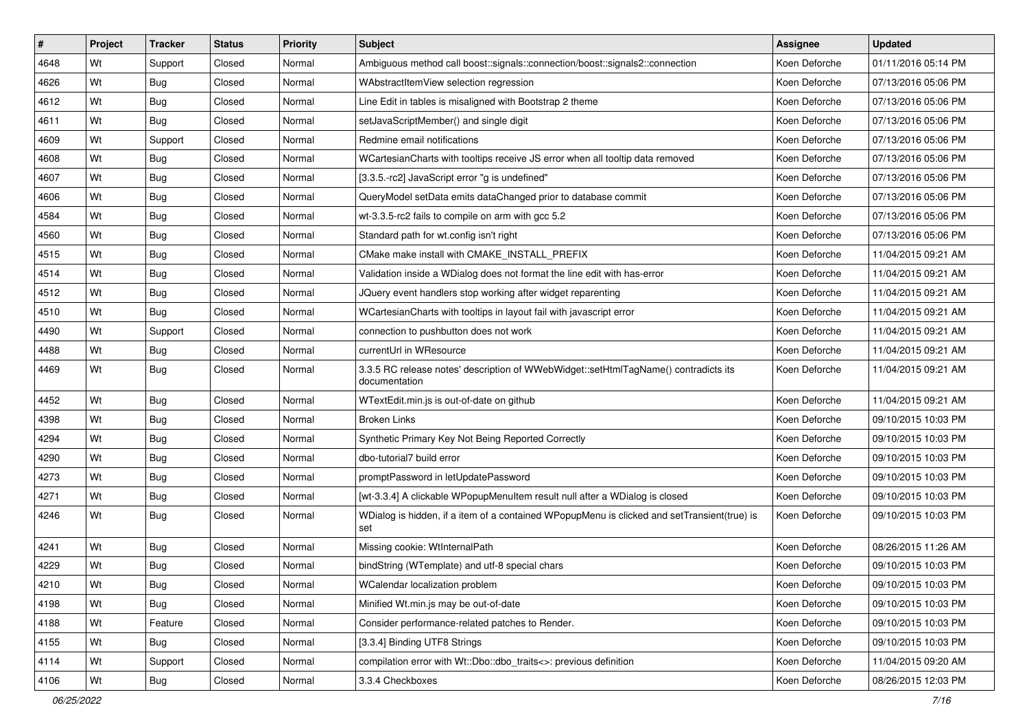| # | Project | Tracker | Status | Priority | Subject | Assignee | Updated |
|---|---|---|---|---|---|---|---|
| 4648 | Wt | Support | Closed | Normal | Ambiguous method call boost::signals::connection/boost::signals2::connection | Koen Deforche | 01/11/2016 05:14 PM |
| 4626 | Wt | Bug | Closed | Normal | WAbstractItemView selection regression | Koen Deforche | 07/13/2016 05:06 PM |
| 4612 | Wt | Bug | Closed | Normal | Line Edit in tables is misaligned with Bootstrap 2 theme | Koen Deforche | 07/13/2016 05:06 PM |
| 4611 | Wt | Bug | Closed | Normal | setJavaScriptMember() and single digit | Koen Deforche | 07/13/2016 05:06 PM |
| 4609 | Wt | Support | Closed | Normal | Redmine email notifications | Koen Deforche | 07/13/2016 05:06 PM |
| 4608 | Wt | Bug | Closed | Normal | WCartesianCharts with tooltips receive JS error when all tooltip data removed | Koen Deforche | 07/13/2016 05:06 PM |
| 4607 | Wt | Bug | Closed | Normal | [3.3.5.-rc2] JavaScript error "g is undefined" | Koen Deforche | 07/13/2016 05:06 PM |
| 4606 | Wt | Bug | Closed | Normal | QueryModel setData emits dataChanged prior to database commit | Koen Deforche | 07/13/2016 05:06 PM |
| 4584 | Wt | Bug | Closed | Normal | wt-3.3.5-rc2 fails to compile on arm with gcc 5.2 | Koen Deforche | 07/13/2016 05:06 PM |
| 4560 | Wt | Bug | Closed | Normal | Standard path for wt.config isn't right | Koen Deforche | 07/13/2016 05:06 PM |
| 4515 | Wt | Bug | Closed | Normal | CMake make install with CMAKE_INSTALL_PREFIX | Koen Deforche | 11/04/2015 09:21 AM |
| 4514 | Wt | Bug | Closed | Normal | Validation inside a WDialog does not format the line edit with has-error | Koen Deforche | 11/04/2015 09:21 AM |
| 4512 | Wt | Bug | Closed | Normal | JQuery event handlers stop working after widget reparenting | Koen Deforche | 11/04/2015 09:21 AM |
| 4510 | Wt | Bug | Closed | Normal | WCartesianCharts with tooltips in layout fail with javascript error | Koen Deforche | 11/04/2015 09:21 AM |
| 4490 | Wt | Support | Closed | Normal | connection to pushbutton does not work | Koen Deforche | 11/04/2015 09:21 AM |
| 4488 | Wt | Bug | Closed | Normal | currentUrl in WResource | Koen Deforche | 11/04/2015 09:21 AM |
| 4469 | Wt | Bug | Closed | Normal | 3.3.5 RC release notes' description of WWebWidget::setHtmlTagName() contradicts its documentation | Koen Deforche | 11/04/2015 09:21 AM |
| 4452 | Wt | Bug | Closed | Normal | WTextEdit.min.js is out-of-date on github | Koen Deforche | 11/04/2015 09:21 AM |
| 4398 | Wt | Bug | Closed | Normal | Broken Links | Koen Deforche | 09/10/2015 10:03 PM |
| 4294 | Wt | Bug | Closed | Normal | Synthetic Primary Key Not Being Reported Correctly | Koen Deforche | 09/10/2015 10:03 PM |
| 4290 | Wt | Bug | Closed | Normal | dbo-tutorial7 build error | Koen Deforche | 09/10/2015 10:03 PM |
| 4273 | Wt | Bug | Closed | Normal | promptPassword in letUpdatePassword | Koen Deforche | 09/10/2015 10:03 PM |
| 4271 | Wt | Bug | Closed | Normal | [wt-3.3.4] A clickable WPopupMenuItem result null after a WDialog is closed | Koen Deforche | 09/10/2015 10:03 PM |
| 4246 | Wt | Bug | Closed | Normal | WDialog is hidden, if a item of a contained WPopupMenu is clicked and setTransient(true) is set | Koen Deforche | 09/10/2015 10:03 PM |
| 4241 | Wt | Bug | Closed | Normal | Missing cookie: WtInternalPath | Koen Deforche | 08/26/2015 11:26 AM |
| 4229 | Wt | Bug | Closed | Normal | bindString (WTemplate) and utf-8 special chars | Koen Deforche | 09/10/2015 10:03 PM |
| 4210 | Wt | Bug | Closed | Normal | WCalendar localization problem | Koen Deforche | 09/10/2015 10:03 PM |
| 4198 | Wt | Bug | Closed | Normal | Minified Wt.min.js may be out-of-date | Koen Deforche | 09/10/2015 10:03 PM |
| 4188 | Wt | Feature | Closed | Normal | Consider performance-related patches to Render. | Koen Deforche | 09/10/2015 10:03 PM |
| 4155 | Wt | Bug | Closed | Normal | [3.3.4] Binding UTF8 Strings | Koen Deforche | 09/10/2015 10:03 PM |
| 4114 | Wt | Support | Closed | Normal | compilation error with Wt::Dbo::dbo_traits<>: previous definition | Koen Deforche | 11/04/2015 09:20 AM |
| 4106 | Wt | Bug | Closed | Normal | 3.3.4 Checkboxes | Koen Deforche | 08/26/2015 12:03 PM |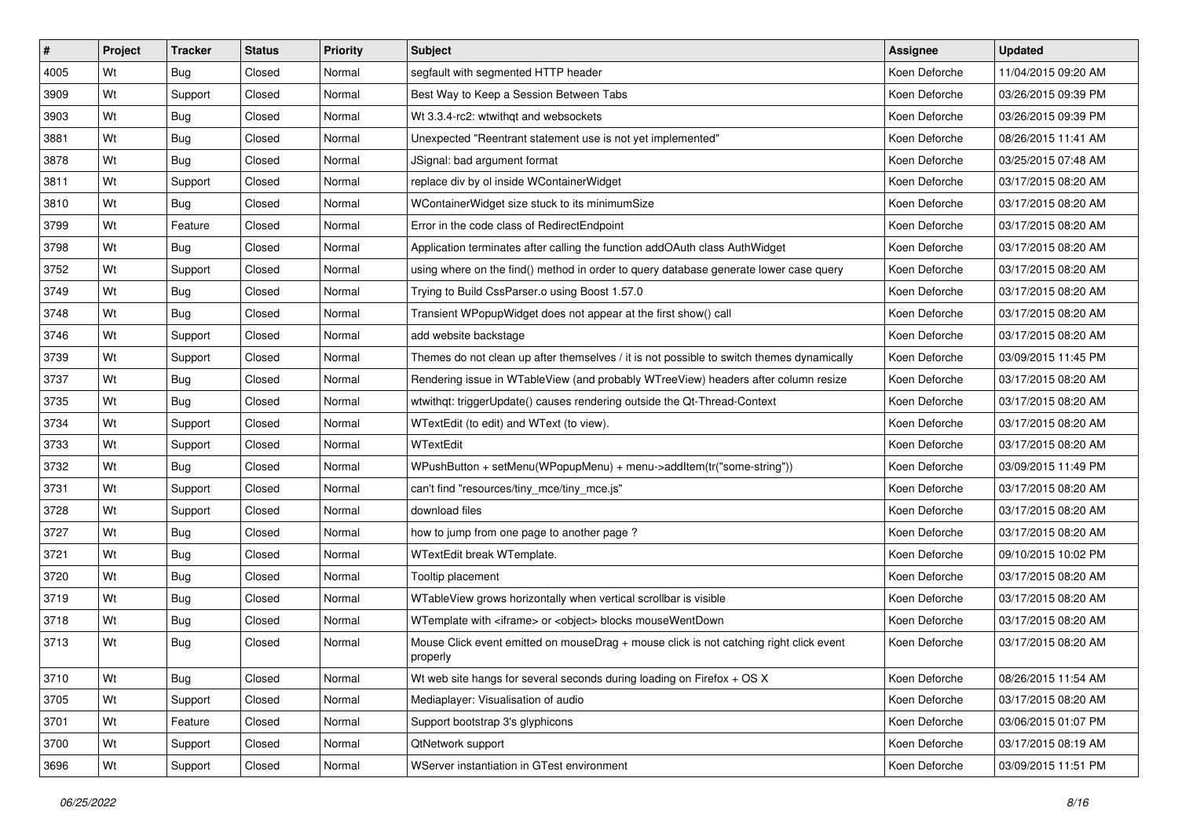| # | Project | Tracker | Status | Priority | Subject | Assignee | Updated |
|---|---|---|---|---|---|---|---|
| 4005 | Wt | Bug | Closed | Normal | segfault with segmented HTTP header | Koen Deforche | 11/04/2015 09:20 AM |
| 3909 | Wt | Support | Closed | Normal | Best Way to Keep a Session Between Tabs | Koen Deforche | 03/26/2015 09:39 PM |
| 3903 | Wt | Bug | Closed | Normal | Wt 3.3.4-rc2: wtwithqt and websockets | Koen Deforche | 03/26/2015 09:39 PM |
| 3881 | Wt | Bug | Closed | Normal | Unexpected "Reentrant statement use is not yet implemented" | Koen Deforche | 08/26/2015 11:41 AM |
| 3878 | Wt | Bug | Closed | Normal | JSignal: bad argument format | Koen Deforche | 03/25/2015 07:48 AM |
| 3811 | Wt | Support | Closed | Normal | replace div by ol inside WContainerWidget | Koen Deforche | 03/17/2015 08:20 AM |
| 3810 | Wt | Bug | Closed | Normal | WContainerWidget size stuck to its minimumSize | Koen Deforche | 03/17/2015 08:20 AM |
| 3799 | Wt | Feature | Closed | Normal | Error in the code class of RedirectEndpoint | Koen Deforche | 03/17/2015 08:20 AM |
| 3798 | Wt | Bug | Closed | Normal | Application terminates after calling the function addOAuth class AuthWidget | Koen Deforche | 03/17/2015 08:20 AM |
| 3752 | Wt | Support | Closed | Normal | using where on the find() method in order to query database generate lower case query | Koen Deforche | 03/17/2015 08:20 AM |
| 3749 | Wt | Bug | Closed | Normal | Trying to Build CssParser.o using Boost 1.57.0 | Koen Deforche | 03/17/2015 08:20 AM |
| 3748 | Wt | Bug | Closed | Normal | Transient WPopupWidget does not appear at the first show() call | Koen Deforche | 03/17/2015 08:20 AM |
| 3746 | Wt | Support | Closed | Normal | add website backstage | Koen Deforche | 03/17/2015 08:20 AM |
| 3739 | Wt | Support | Closed | Normal | Themes do not clean up after themselves / it is not possible to switch themes dynamically | Koen Deforche | 03/09/2015 11:45 PM |
| 3737 | Wt | Bug | Closed | Normal | Rendering issue in WTableView (and probably WTreeView) headers after column resize | Koen Deforche | 03/17/2015 08:20 AM |
| 3735 | Wt | Bug | Closed | Normal | wtwithqt: triggerUpdate() causes rendering outside the Qt-Thread-Context | Koen Deforche | 03/17/2015 08:20 AM |
| 3734 | Wt | Support | Closed | Normal | WTextEdit (to edit) and WText (to view). | Koen Deforche | 03/17/2015 08:20 AM |
| 3733 | Wt | Support | Closed | Normal | WTextEdit | Koen Deforche | 03/17/2015 08:20 AM |
| 3732 | Wt | Bug | Closed | Normal | WPushButton + setMenu(WPopupMenu) + menu->addItem(tr("some-string")) | Koen Deforche | 03/09/2015 11:49 PM |
| 3731 | Wt | Support | Closed | Normal | can't find "resources/tiny_mce/tiny_mce.js" | Koen Deforche | 03/17/2015 08:20 AM |
| 3728 | Wt | Support | Closed | Normal | download files | Koen Deforche | 03/17/2015 08:20 AM |
| 3727 | Wt | Bug | Closed | Normal | how to jump from one page to another page ? | Koen Deforche | 03/17/2015 08:20 AM |
| 3721 | Wt | Bug | Closed | Normal | WTextEdit break WTemplate. | Koen Deforche | 09/10/2015 10:02 PM |
| 3720 | Wt | Bug | Closed | Normal | Tooltip placement | Koen Deforche | 03/17/2015 08:20 AM |
| 3719 | Wt | Bug | Closed | Normal | WTableView grows horizontally when vertical scrollbar is visible | Koen Deforche | 03/17/2015 08:20 AM |
| 3718 | Wt | Bug | Closed | Normal | WTemplate with <iframe> or <object> blocks mouseWentDown | Koen Deforche | 03/17/2015 08:20 AM |
| 3713 | Wt | Bug | Closed | Normal | Mouse Click event emitted on mouseDrag + mouse click is not catching right click event properly | Koen Deforche | 03/17/2015 08:20 AM |
| 3710 | Wt | Bug | Closed | Normal | Wt web site hangs for several seconds during loading on Firefox + OS X | Koen Deforche | 08/26/2015 11:54 AM |
| 3705 | Wt | Support | Closed | Normal | Mediaplayer: Visualisation of audio | Koen Deforche | 03/17/2015 08:20 AM |
| 3701 | Wt | Feature | Closed | Normal | Support bootstrap 3's glyphicons | Koen Deforche | 03/06/2015 01:07 PM |
| 3700 | Wt | Support | Closed | Normal | QtNetwork support | Koen Deforche | 03/17/2015 08:19 AM |
| 3696 | Wt | Support | Closed | Normal | WServer instantiation in GTest environment | Koen Deforche | 03/09/2015 11:51 PM |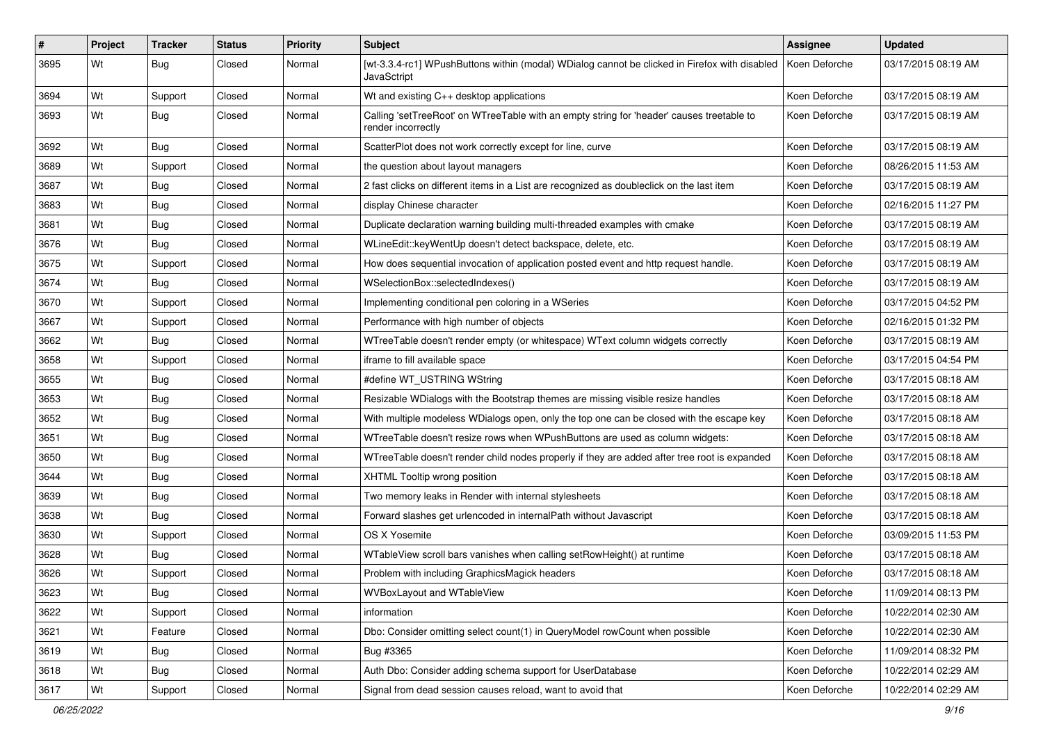| # | Project | Tracker | Status | Priority | Subject | Assignee | Updated |
|---|---|---|---|---|---|---|---|
| 3695 | Wt | Bug | Closed | Normal | [wt-3.3.4-rc1] WPushButtons within (modal) WDialog cannot be clicked in Firefox with disabled JavaSctript | Koen Deforche | 03/17/2015 08:19 AM |
| 3694 | Wt | Support | Closed | Normal | Wt and existing C++ desktop applications | Koen Deforche | 03/17/2015 08:19 AM |
| 3693 | Wt | Bug | Closed | Normal | Calling 'setTreeRoot' on WTreeTable with an empty string for 'header' causes treetable to render incorrectly | Koen Deforche | 03/17/2015 08:19 AM |
| 3692 | Wt | Bug | Closed | Normal | ScatterPlot does not work correctly except for line, curve | Koen Deforche | 03/17/2015 08:19 AM |
| 3689 | Wt | Support | Closed | Normal | the question about layout managers | Koen Deforche | 08/26/2015 11:53 AM |
| 3687 | Wt | Bug | Closed | Normal | 2 fast clicks on different items in a List are recognized as doubleclick on the last item | Koen Deforche | 03/17/2015 08:19 AM |
| 3683 | Wt | Bug | Closed | Normal | display Chinese character | Koen Deforche | 02/16/2015 11:27 PM |
| 3681 | Wt | Bug | Closed | Normal | Duplicate declaration warning building multi-threaded examples with cmake | Koen Deforche | 03/17/2015 08:19 AM |
| 3676 | Wt | Bug | Closed | Normal | WLineEdit::keyWentUp doesn't detect backspace, delete, etc. | Koen Deforche | 03/17/2015 08:19 AM |
| 3675 | Wt | Support | Closed | Normal | How does sequential invocation of application posted event and http request handle. | Koen Deforche | 03/17/2015 08:19 AM |
| 3674 | Wt | Bug | Closed | Normal | WSelectionBox::selectedIndexes() | Koen Deforche | 03/17/2015 08:19 AM |
| 3670 | Wt | Support | Closed | Normal | Implementing conditional pen coloring in a WSeries | Koen Deforche | 03/17/2015 04:52 PM |
| 3667 | Wt | Support | Closed | Normal | Performance with high number of objects | Koen Deforche | 02/16/2015 01:32 PM |
| 3662 | Wt | Bug | Closed | Normal | WTreeTable doesn't render empty (or whitespace) WText column widgets correctly | Koen Deforche | 03/17/2015 08:19 AM |
| 3658 | Wt | Support | Closed | Normal | iframe to fill available space | Koen Deforche | 03/17/2015 04:54 PM |
| 3655 | Wt | Bug | Closed | Normal | #define WT_USTRING WString | Koen Deforche | 03/17/2015 08:18 AM |
| 3653 | Wt | Bug | Closed | Normal | Resizable WDialogs with the Bootstrap themes are missing visible resize handles | Koen Deforche | 03/17/2015 08:18 AM |
| 3652 | Wt | Bug | Closed | Normal | With multiple modeless WDialogs open, only the top one can be closed with the escape key | Koen Deforche | 03/17/2015 08:18 AM |
| 3651 | Wt | Bug | Closed | Normal | WTreeTable doesn't resize rows when WPushButtons are used as column widgets: | Koen Deforche | 03/17/2015 08:18 AM |
| 3650 | Wt | Bug | Closed | Normal | WTreeTable doesn't render child nodes properly if they are added after tree root is expanded | Koen Deforche | 03/17/2015 08:18 AM |
| 3644 | Wt | Bug | Closed | Normal | XHTML Tooltip wrong position | Koen Deforche | 03/17/2015 08:18 AM |
| 3639 | Wt | Bug | Closed | Normal | Two memory leaks in Render with internal stylesheets | Koen Deforche | 03/17/2015 08:18 AM |
| 3638 | Wt | Bug | Closed | Normal | Forward slashes get urlencoded in internalPath without Javascript | Koen Deforche | 03/17/2015 08:18 AM |
| 3630 | Wt | Support | Closed | Normal | OS X Yosemite | Koen Deforche | 03/09/2015 11:53 PM |
| 3628 | Wt | Bug | Closed | Normal | WTableView scroll bars vanishes when calling setRowHeight() at runtime | Koen Deforche | 03/17/2015 08:18 AM |
| 3626 | Wt | Support | Closed | Normal | Problem with including GraphicsMagick headers | Koen Deforche | 03/17/2015 08:18 AM |
| 3623 | Wt | Bug | Closed | Normal | WVBoxLayout and WTableView | Koen Deforche | 11/09/2014 08:13 PM |
| 3622 | Wt | Support | Closed | Normal | information | Koen Deforche | 10/22/2014 02:30 AM |
| 3621 | Wt | Feature | Closed | Normal | Dbo: Consider omitting select count(1) in QueryModel rowCount when possible | Koen Deforche | 10/22/2014 02:30 AM |
| 3619 | Wt | Bug | Closed | Normal | Bug #3365 | Koen Deforche | 11/09/2014 08:32 PM |
| 3618 | Wt | Bug | Closed | Normal | Auth Dbo: Consider adding schema support for UserDatabase | Koen Deforche | 10/22/2014 02:29 AM |
| 3617 | Wt | Support | Closed | Normal | Signal from dead session causes reload, want to avoid that | Koen Deforche | 10/22/2014 02:29 AM |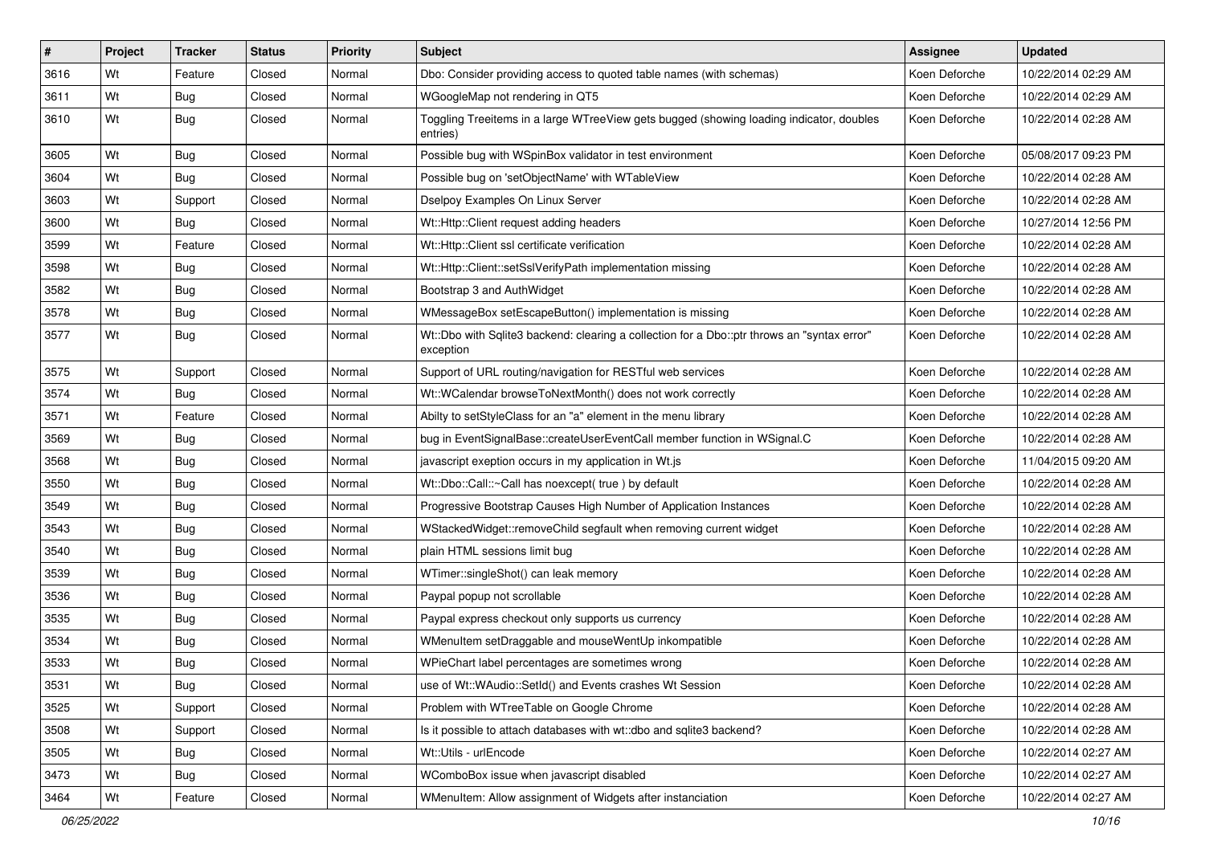| # | Project | Tracker | Status | Priority | Subject | Assignee | Updated |
| --- | --- | --- | --- | --- | --- | --- | --- |
| 3616 | Wt | Feature | Closed | Normal | Dbo: Consider providing access to quoted table names (with schemas) | Koen Deforche | 10/22/2014 02:29 AM |
| 3611 | Wt | Bug | Closed | Normal | WGoogleMap not rendering in QT5 | Koen Deforche | 10/22/2014 02:29 AM |
| 3610 | Wt | Bug | Closed | Normal | Toggling Treeitems in a large WTreeView gets bugged (showing loading indicator, doubles entries) | Koen Deforche | 10/22/2014 02:28 AM |
| 3605 | Wt | Bug | Closed | Normal | Possible bug with WSpinBox validator in test environment | Koen Deforche | 05/08/2017 09:23 PM |
| 3604 | Wt | Bug | Closed | Normal | Possible bug on 'setObjectName' with WTableView | Koen Deforche | 10/22/2014 02:28 AM |
| 3603 | Wt | Support | Closed | Normal | Dselpoy Examples On Linux Server | Koen Deforche | 10/22/2014 02:28 AM |
| 3600 | Wt | Bug | Closed | Normal | Wt::Http::Client request adding headers | Koen Deforche | 10/27/2014 12:56 PM |
| 3599 | Wt | Feature | Closed | Normal | Wt::Http::Client ssl certificate verification | Koen Deforche | 10/22/2014 02:28 AM |
| 3598 | Wt | Bug | Closed | Normal | Wt::Http::Client::setSslVerifyPath implementation missing | Koen Deforche | 10/22/2014 02:28 AM |
| 3582 | Wt | Bug | Closed | Normal | Bootstrap 3 and AuthWidget | Koen Deforche | 10/22/2014 02:28 AM |
| 3578 | Wt | Bug | Closed | Normal | WMessageBox setEscapeButton() implementation is missing | Koen Deforche | 10/22/2014 02:28 AM |
| 3577 | Wt | Bug | Closed | Normal | Wt::Dbo with Sqlite3 backend: clearing a collection for a Dbo::ptr throws an "syntax error" exception | Koen Deforche | 10/22/2014 02:28 AM |
| 3575 | Wt | Support | Closed | Normal | Support of URL routing/navigation for RESTful web services | Koen Deforche | 10/22/2014 02:28 AM |
| 3574 | Wt | Bug | Closed | Normal | Wt::WCalendar browseToNextMonth() does not work correctly | Koen Deforche | 10/22/2014 02:28 AM |
| 3571 | Wt | Feature | Closed | Normal | Abilty to setStyleClass for an "a" element in the menu library | Koen Deforche | 10/22/2014 02:28 AM |
| 3569 | Wt | Bug | Closed | Normal | bug in EventSignalBase::createUserEventCall member function in WSignal.C | Koen Deforche | 10/22/2014 02:28 AM |
| 3568 | Wt | Bug | Closed | Normal | javascript exeption occurs in my application in Wt.js | Koen Deforche | 11/04/2015 09:20 AM |
| 3550 | Wt | Bug | Closed | Normal | Wt::Dbo::Call::~Call has noexcept( true ) by default | Koen Deforche | 10/22/2014 02:28 AM |
| 3549 | Wt | Bug | Closed | Normal | Progressive Bootstrap Causes High Number of Application Instances | Koen Deforche | 10/22/2014 02:28 AM |
| 3543 | Wt | Bug | Closed | Normal | WStackedWidget::removeChild segfault when removing current widget | Koen Deforche | 10/22/2014 02:28 AM |
| 3540 | Wt | Bug | Closed | Normal | plain HTML sessions limit bug | Koen Deforche | 10/22/2014 02:28 AM |
| 3539 | Wt | Bug | Closed | Normal | WTimer::singleShot() can leak memory | Koen Deforche | 10/22/2014 02:28 AM |
| 3536 | Wt | Bug | Closed | Normal | Paypal popup not scrollable | Koen Deforche | 10/22/2014 02:28 AM |
| 3535 | Wt | Bug | Closed | Normal | Paypal express checkout only supports us currency | Koen Deforche | 10/22/2014 02:28 AM |
| 3534 | Wt | Bug | Closed | Normal | WMenuItem setDraggable and mouseWentUp inkompatible | Koen Deforche | 10/22/2014 02:28 AM |
| 3533 | Wt | Bug | Closed | Normal | WPieChart label percentages are sometimes wrong | Koen Deforche | 10/22/2014 02:28 AM |
| 3531 | Wt | Bug | Closed | Normal | use of Wt::WAudio::SetId() and Events crashes Wt Session | Koen Deforche | 10/22/2014 02:28 AM |
| 3525 | Wt | Support | Closed | Normal | Problem with WTreeTable on Google Chrome | Koen Deforche | 10/22/2014 02:28 AM |
| 3508 | Wt | Support | Closed | Normal | Is it possible to attach databases with wt::dbo and sqlite3 backend? | Koen Deforche | 10/22/2014 02:28 AM |
| 3505 | Wt | Bug | Closed | Normal | Wt::Utils - urlEncode | Koen Deforche | 10/22/2014 02:27 AM |
| 3473 | Wt | Bug | Closed | Normal | WComboBox issue when javascript disabled | Koen Deforche | 10/22/2014 02:27 AM |
| 3464 | Wt | Feature | Closed | Normal | WMenuItem: Allow assignment of Widgets after instanciation | Koen Deforche | 10/22/2014 02:27 AM |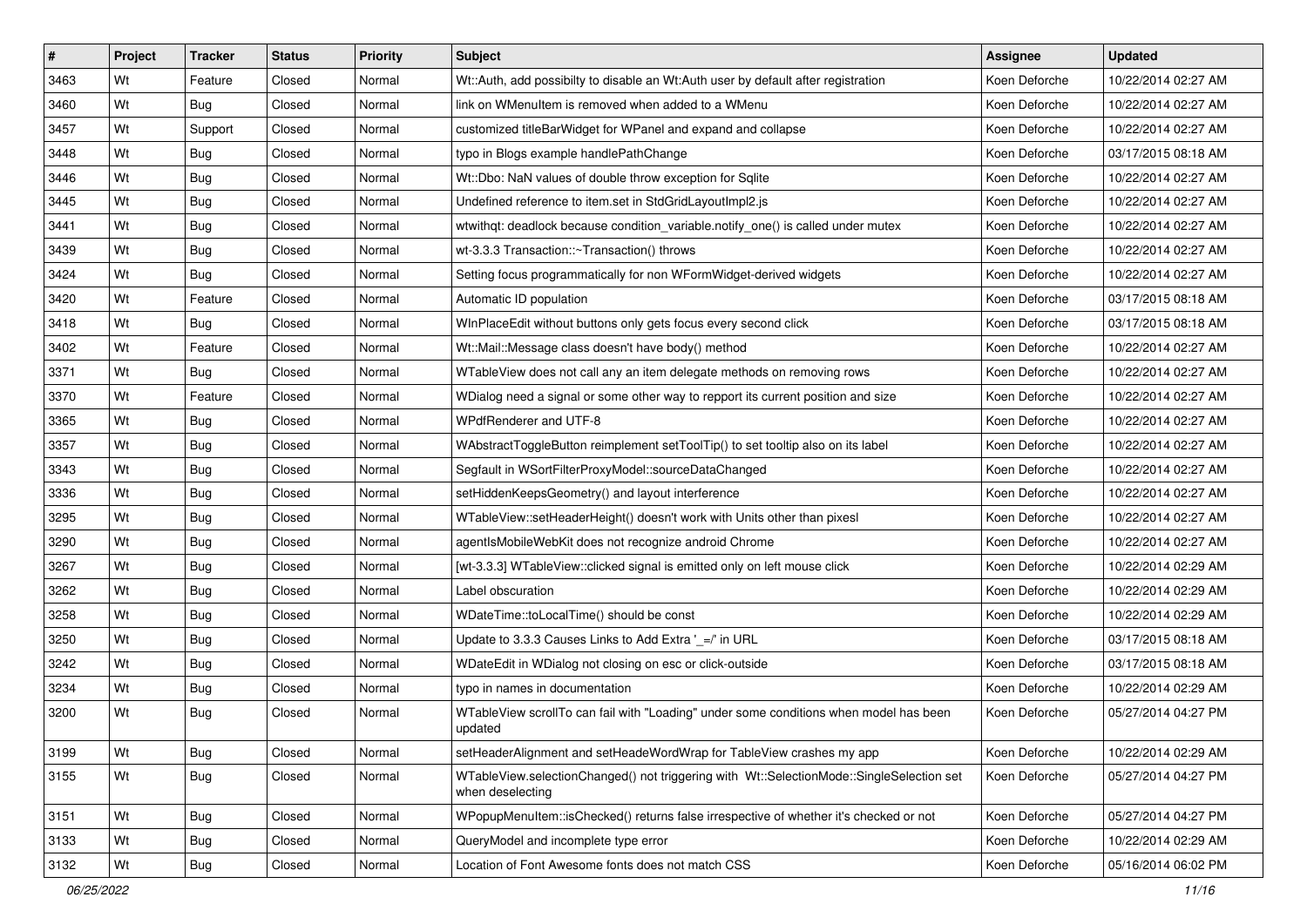| # | Project | Tracker | Status | Priority | Subject | Assignee | Updated |
|---|---|---|---|---|---|---|---|
| 3463 | Wt | Feature | Closed | Normal | Wt::Auth, add possibilty to disable an Wt:Auth user by default after registration | Koen Deforche | 10/22/2014 02:27 AM |
| 3460 | Wt | Bug | Closed | Normal | link on WMenuItem is removed when added to a WMenu | Koen Deforche | 10/22/2014 02:27 AM |
| 3457 | Wt | Support | Closed | Normal | customized titleBarWidget for WPanel and expand and collapse | Koen Deforche | 10/22/2014 02:27 AM |
| 3448 | Wt | Bug | Closed | Normal | typo in Blogs example handlePathChange | Koen Deforche | 03/17/2015 08:18 AM |
| 3446 | Wt | Bug | Closed | Normal | Wt::Dbo: NaN values of double throw exception for Sqlite | Koen Deforche | 10/22/2014 02:27 AM |
| 3445 | Wt | Bug | Closed | Normal | Undefined reference to item.set in StdGridLayoutImpl2.js | Koen Deforche | 10/22/2014 02:27 AM |
| 3441 | Wt | Bug | Closed | Normal | wtwithqt: deadlock because condition_variable.notify_one() is called under mutex | Koen Deforche | 10/22/2014 02:27 AM |
| 3439 | Wt | Bug | Closed | Normal | wt-3.3.3 Transaction::~Transaction() throws | Koen Deforche | 10/22/2014 02:27 AM |
| 3424 | Wt | Bug | Closed | Normal | Setting focus programmatically for non WFormWidget-derived widgets | Koen Deforche | 10/22/2014 02:27 AM |
| 3420 | Wt | Feature | Closed | Normal | Automatic ID population | Koen Deforche | 03/17/2015 08:18 AM |
| 3418 | Wt | Bug | Closed | Normal | WInPlaceEdit without buttons only gets focus every second click | Koen Deforche | 03/17/2015 08:18 AM |
| 3402 | Wt | Feature | Closed | Normal | Wt::Mail::Message class doesn't have body() method | Koen Deforche | 10/22/2014 02:27 AM |
| 3371 | Wt | Bug | Closed | Normal | WTableView does not call any an item delegate methods on removing rows | Koen Deforche | 10/22/2014 02:27 AM |
| 3370 | Wt | Feature | Closed | Normal | WDialog need a signal or some other way to repport its current position and size | Koen Deforche | 10/22/2014 02:27 AM |
| 3365 | Wt | Bug | Closed | Normal | WPdfRenderer and UTF-8 | Koen Deforche | 10/22/2014 02:27 AM |
| 3357 | Wt | Bug | Closed | Normal | WAbstractToggleButton reimplement setToolTip() to set tooltip also on its label | Koen Deforche | 10/22/2014 02:27 AM |
| 3343 | Wt | Bug | Closed | Normal | Segfault in WSortFilterProxyModel::sourceDataChanged | Koen Deforche | 10/22/2014 02:27 AM |
| 3336 | Wt | Bug | Closed | Normal | setHiddenKeepsGeometry() and layout interference | Koen Deforche | 10/22/2014 02:27 AM |
| 3295 | Wt | Bug | Closed | Normal | WTableView::setHeaderHeight() doesn't work with Units other than pixesl | Koen Deforche | 10/22/2014 02:27 AM |
| 3290 | Wt | Bug | Closed | Normal | agentIsMobileWebKit does not recognize android Chrome | Koen Deforche | 10/22/2014 02:27 AM |
| 3267 | Wt | Bug | Closed | Normal | [wt-3.3.3] WTableView::clicked signal is emitted only on left mouse click | Koen Deforche | 10/22/2014 02:29 AM |
| 3262 | Wt | Bug | Closed | Normal | Label obscuration | Koen Deforche | 10/22/2014 02:29 AM |
| 3258 | Wt | Bug | Closed | Normal | WDateTime::toLocalTime() should be const | Koen Deforche | 10/22/2014 02:29 AM |
| 3250 | Wt | Bug | Closed | Normal | Update to 3.3.3 Causes Links to Add Extra '_=/' in URL | Koen Deforche | 03/17/2015 08:18 AM |
| 3242 | Wt | Bug | Closed | Normal | WDateEdit in WDialog not closing on esc or click-outside | Koen Deforche | 03/17/2015 08:18 AM |
| 3234 | Wt | Bug | Closed | Normal | typo in names in documentation | Koen Deforche | 10/22/2014 02:29 AM |
| 3200 | Wt | Bug | Closed | Normal | WTableView scrollTo can fail with "Loading" under some conditions when model has been updated | Koen Deforche | 05/27/2014 04:27 PM |
| 3199 | Wt | Bug | Closed | Normal | setHeaderAlignment and setHeadeWordWrap for TableView crashes my app | Koen Deforche | 10/22/2014 02:29 AM |
| 3155 | Wt | Bug | Closed | Normal | WTableView.selectionChanged() not triggering with Wt::SelectionMode::SingleSelection set when deselecting | Koen Deforche | 05/27/2014 04:27 PM |
| 3151 | Wt | Bug | Closed | Normal | WPopupMenuItem::isChecked() returns false irrespective of whether it's checked or not | Koen Deforche | 05/27/2014 04:27 PM |
| 3133 | Wt | Bug | Closed | Normal | QueryModel and incomplete type error | Koen Deforche | 10/22/2014 02:29 AM |
| 3132 | Wt | Bug | Closed | Normal | Location of Font Awesome fonts does not match CSS | Koen Deforche | 05/16/2014 06:02 PM |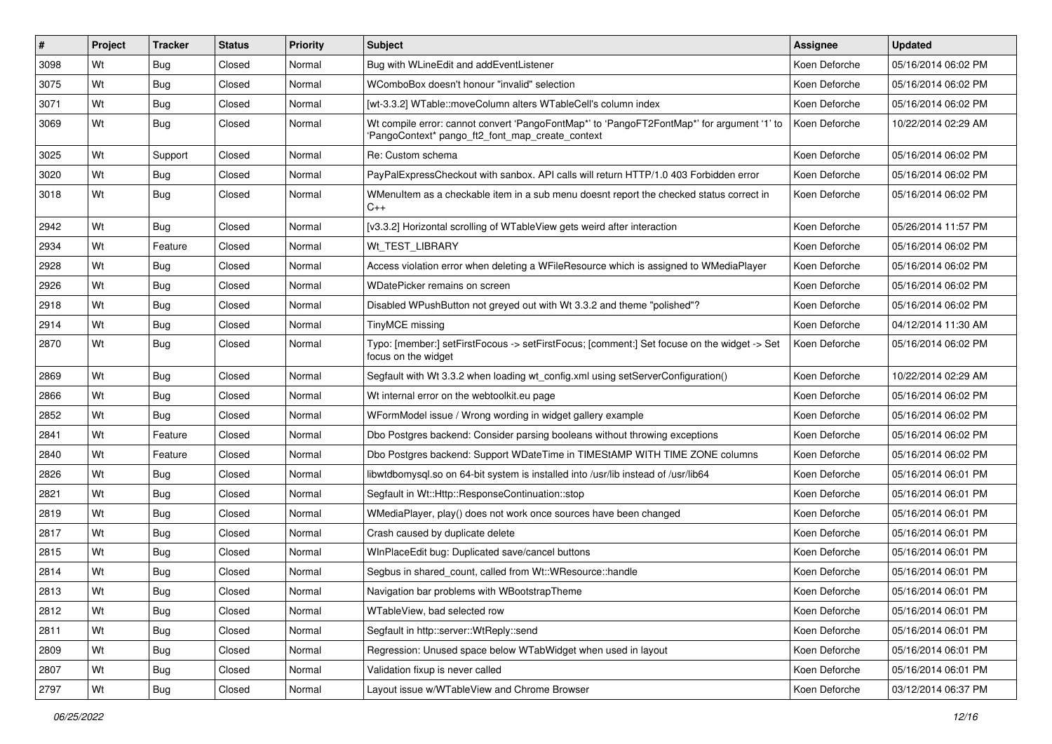| # | Project | Tracker | Status | Priority | Subject | Assignee | Updated |
|---|---|---|---|---|---|---|---|
| 3098 | Wt | Bug | Closed | Normal | Bug with WLineEdit and addEventListener | Koen Deforche | 05/16/2014 06:02 PM |
| 3075 | Wt | Bug | Closed | Normal | WComboBox doesn't honour "invalid" selection | Koen Deforche | 05/16/2014 06:02 PM |
| 3071 | Wt | Bug | Closed | Normal | [wt-3.3.2] WTable::moveColumn alters WTableCell's column index | Koen Deforche | 05/16/2014 06:02 PM |
| 3069 | Wt | Bug | Closed | Normal | Wt compile error: cannot convert 'PangoFontMap*' to 'PangoFT2FontMap*' for argument '1' to 'PangoContext* pango_ft2_font_map_create_context | Koen Deforche | 10/22/2014 02:29 AM |
| 3025 | Wt | Support | Closed | Normal | Re: Custom schema | Koen Deforche | 05/16/2014 06:02 PM |
| 3020 | Wt | Bug | Closed | Normal | PayPalExpressCheckout with sanbox. API calls will return HTTP/1.0 403 Forbidden error | Koen Deforche | 05/16/2014 06:02 PM |
| 3018 | Wt | Bug | Closed | Normal | WMenuItem as a checkable item in a sub menu doesnt report the checked status correct in C++ | Koen Deforche | 05/16/2014 06:02 PM |
| 2942 | Wt | Bug | Closed | Normal | [v3.3.2] Horizontal scrolling of WTableView gets weird after interaction | Koen Deforche | 05/26/2014 11:57 PM |
| 2934 | Wt | Feature | Closed | Normal | Wt_TEST_LIBRARY | Koen Deforche | 05/16/2014 06:02 PM |
| 2928 | Wt | Bug | Closed | Normal | Access violation error when deleting a WFileResource which is assigned to WMediaPlayer | Koen Deforche | 05/16/2014 06:02 PM |
| 2926 | Wt | Bug | Closed | Normal | WDatePicker remains on screen | Koen Deforche | 05/16/2014 06:02 PM |
| 2918 | Wt | Bug | Closed | Normal | Disabled WPushButton not greyed out with Wt 3.3.2 and theme "polished"? | Koen Deforche | 05/16/2014 06:02 PM |
| 2914 | Wt | Bug | Closed | Normal | TinyMCE missing | Koen Deforche | 04/12/2014 11:30 AM |
| 2870 | Wt | Bug | Closed | Normal | Typo: [member:] setFirstFocous -> setFirstFocus; [comment:] Set focuse on the widget -> Set focus on the widget | Koen Deforche | 05/16/2014 06:02 PM |
| 2869 | Wt | Bug | Closed | Normal | Segfault with Wt 3.3.2 when loading wt_config.xml using setServerConfiguration() | Koen Deforche | 10/22/2014 02:29 AM |
| 2866 | Wt | Bug | Closed | Normal | Wt internal error on the webtoolkit.eu page | Koen Deforche | 05/16/2014 06:02 PM |
| 2852 | Wt | Bug | Closed | Normal | WFormModel issue / Wrong wording in widget gallery example | Koen Deforche | 05/16/2014 06:02 PM |
| 2841 | Wt | Feature | Closed | Normal | Dbo Postgres backend: Consider parsing booleans without throwing exceptions | Koen Deforche | 05/16/2014 06:02 PM |
| 2840 | Wt | Feature | Closed | Normal | Dbo Postgres backend: Support WDateTime in TIMEStAMP WITH TIME ZONE columns | Koen Deforche | 05/16/2014 06:02 PM |
| 2826 | Wt | Bug | Closed | Normal | libwtdbomysql.so on 64-bit system is installed into /usr/lib instead of /usr/lib64 | Koen Deforche | 05/16/2014 06:01 PM |
| 2821 | Wt | Bug | Closed | Normal | Segfault in Wt::Http::ResponseContinuation::stop | Koen Deforche | 05/16/2014 06:01 PM |
| 2819 | Wt | Bug | Closed | Normal | WMediaPlayer, play() does not work once sources have been changed | Koen Deforche | 05/16/2014 06:01 PM |
| 2817 | Wt | Bug | Closed | Normal | Crash caused by duplicate delete | Koen Deforche | 05/16/2014 06:01 PM |
| 2815 | Wt | Bug | Closed | Normal | WInPlaceEdit bug: Duplicated save/cancel buttons | Koen Deforche | 05/16/2014 06:01 PM |
| 2814 | Wt | Bug | Closed | Normal | Segbus in shared_count, called from Wt::WResource::handle | Koen Deforche | 05/16/2014 06:01 PM |
| 2813 | Wt | Bug | Closed | Normal | Navigation bar problems with WBootstrapTheme | Koen Deforche | 05/16/2014 06:01 PM |
| 2812 | Wt | Bug | Closed | Normal | WTableView, bad selected row | Koen Deforche | 05/16/2014 06:01 PM |
| 2811 | Wt | Bug | Closed | Normal | Segfault in http::server::WtReply::send | Koen Deforche | 05/16/2014 06:01 PM |
| 2809 | Wt | Bug | Closed | Normal | Regression: Unused space below WTabWidget when used in layout | Koen Deforche | 05/16/2014 06:01 PM |
| 2807 | Wt | Bug | Closed | Normal | Validation fixup is never called | Koen Deforche | 05/16/2014 06:01 PM |
| 2797 | Wt | Bug | Closed | Normal | Layout issue w/WTableView and Chrome Browser | Koen Deforche | 03/12/2014 06:37 PM |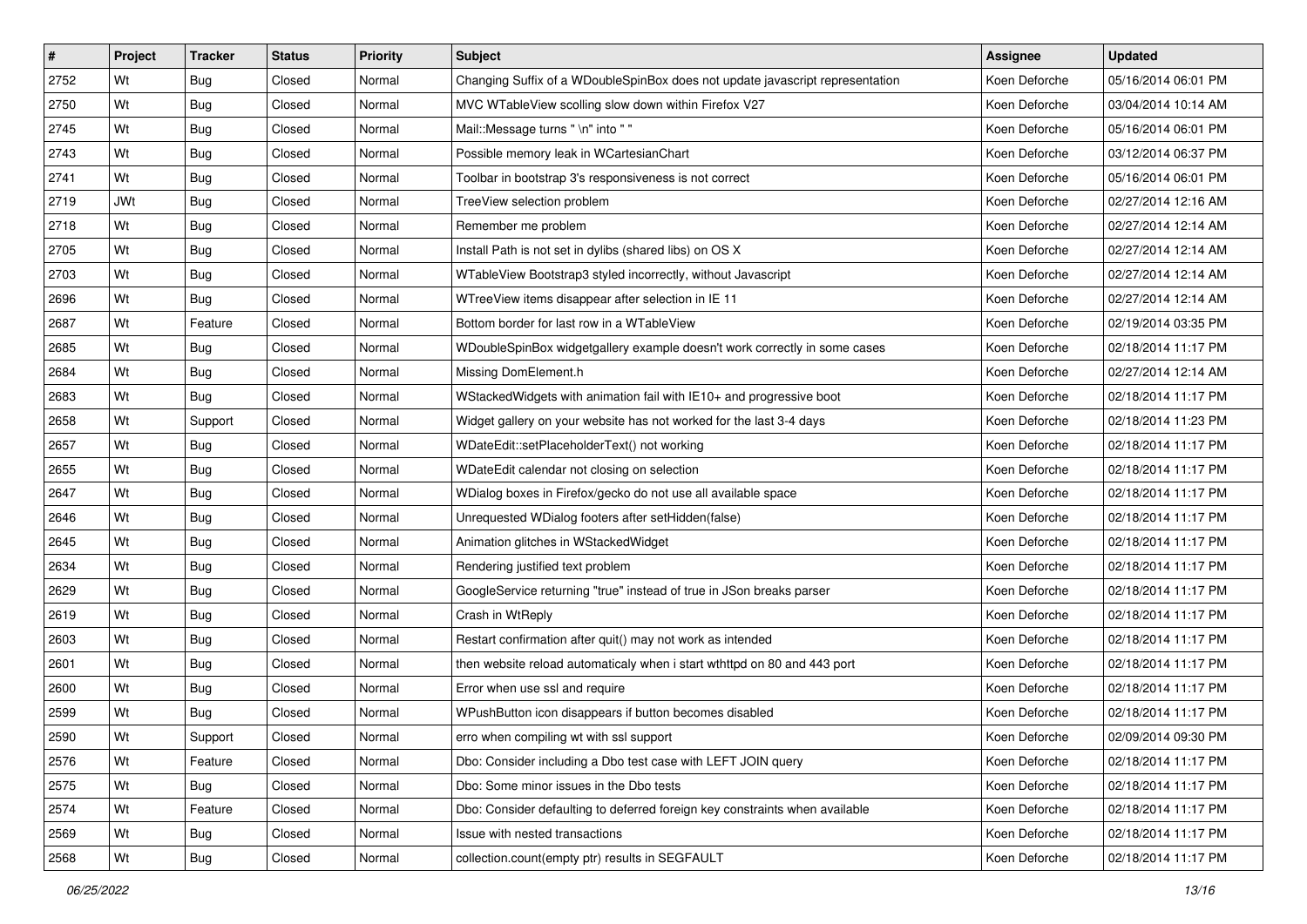| # | Project | Tracker | Status | Priority | Subject | Assignee | Updated |
|---|---|---|---|---|---|---|---|
| 2752 | Wt | Bug | Closed | Normal | Changing Suffix of a WDoubleSpinBox does not update javascript representation | Koen Deforche | 05/16/2014 06:01 PM |
| 2750 | Wt | Bug | Closed | Normal | MVC WTableView scolling slow down within Firefox V27 | Koen Deforche | 03/04/2014 10:14 AM |
| 2745 | Wt | Bug | Closed | Normal | Mail::Message turns " \n" into " " | Koen Deforche | 05/16/2014 06:01 PM |
| 2743 | Wt | Bug | Closed | Normal | Possible memory leak in WCartesianChart | Koen Deforche | 03/12/2014 06:37 PM |
| 2741 | Wt | Bug | Closed | Normal | Toolbar in bootstrap 3's responsiveness is not correct | Koen Deforche | 05/16/2014 06:01 PM |
| 2719 | JWt | Bug | Closed | Normal | TreeView selection problem | Koen Deforche | 02/27/2014 12:16 AM |
| 2718 | Wt | Bug | Closed | Normal | Remember me problem | Koen Deforche | 02/27/2014 12:14 AM |
| 2705 | Wt | Bug | Closed | Normal | Install Path is not set in dylibs (shared libs) on OS X | Koen Deforche | 02/27/2014 12:14 AM |
| 2703 | Wt | Bug | Closed | Normal | WTableView Bootstrap3 styled incorrectly, without Javascript | Koen Deforche | 02/27/2014 12:14 AM |
| 2696 | Wt | Bug | Closed | Normal | WTreeView items disappear after selection in IE 11 | Koen Deforche | 02/27/2014 12:14 AM |
| 2687 | Wt | Feature | Closed | Normal | Bottom border for last row in a WTableView | Koen Deforche | 02/19/2014 03:35 PM |
| 2685 | Wt | Bug | Closed | Normal | WDoubleSpinBox widgetgallery example doesn't work correctly in some cases | Koen Deforche | 02/18/2014 11:17 PM |
| 2684 | Wt | Bug | Closed | Normal | Missing DomElement.h | Koen Deforche | 02/27/2014 12:14 AM |
| 2683 | Wt | Bug | Closed | Normal | WStackedWidgets with animation fail with IE10+ and progressive boot | Koen Deforche | 02/18/2014 11:17 PM |
| 2658 | Wt | Support | Closed | Normal | Widget gallery on your website has not worked for the last 3-4 days | Koen Deforche | 02/18/2014 11:23 PM |
| 2657 | Wt | Bug | Closed | Normal | WDateEdit::setPlaceholderText() not working | Koen Deforche | 02/18/2014 11:17 PM |
| 2655 | Wt | Bug | Closed | Normal | WDateEdit calendar not closing on selection | Koen Deforche | 02/18/2014 11:17 PM |
| 2647 | Wt | Bug | Closed | Normal | WDialog boxes in Firefox/gecko do not use all available space | Koen Deforche | 02/18/2014 11:17 PM |
| 2646 | Wt | Bug | Closed | Normal | Unrequested WDialog footers after setHidden(false) | Koen Deforche | 02/18/2014 11:17 PM |
| 2645 | Wt | Bug | Closed | Normal | Animation glitches in WStackedWidget | Koen Deforche | 02/18/2014 11:17 PM |
| 2634 | Wt | Bug | Closed | Normal | Rendering justified text problem | Koen Deforche | 02/18/2014 11:17 PM |
| 2629 | Wt | Bug | Closed | Normal | GoogleService returning "true" instead of true in JSon breaks parser | Koen Deforche | 02/18/2014 11:17 PM |
| 2619 | Wt | Bug | Closed | Normal | Crash in WtReply | Koen Deforche | 02/18/2014 11:17 PM |
| 2603 | Wt | Bug | Closed | Normal | Restart confirmation after quit() may not work as intended | Koen Deforche | 02/18/2014 11:17 PM |
| 2601 | Wt | Bug | Closed | Normal | then website reload automaticaly when i start wthttpd on 80 and 443 port | Koen Deforche | 02/18/2014 11:17 PM |
| 2600 | Wt | Bug | Closed | Normal | Error when use ssl and require | Koen Deforche | 02/18/2014 11:17 PM |
| 2599 | Wt | Bug | Closed | Normal | WPushButton icon disappears if button becomes disabled | Koen Deforche | 02/18/2014 11:17 PM |
| 2590 | Wt | Support | Closed | Normal | erro when compiling wt with ssl support | Koen Deforche | 02/09/2014 09:30 PM |
| 2576 | Wt | Feature | Closed | Normal | Dbo: Consider including a Dbo test case with LEFT JOIN query | Koen Deforche | 02/18/2014 11:17 PM |
| 2575 | Wt | Bug | Closed | Normal | Dbo: Some minor issues in the Dbo tests | Koen Deforche | 02/18/2014 11:17 PM |
| 2574 | Wt | Feature | Closed | Normal | Dbo: Consider defaulting to deferred foreign key constraints when available | Koen Deforche | 02/18/2014 11:17 PM |
| 2569 | Wt | Bug | Closed | Normal | Issue with nested transactions | Koen Deforche | 02/18/2014 11:17 PM |
| 2568 | Wt | Bug | Closed | Normal | collection.count(empty ptr) results in SEGFAULT | Koen Deforche | 02/18/2014 11:17 PM |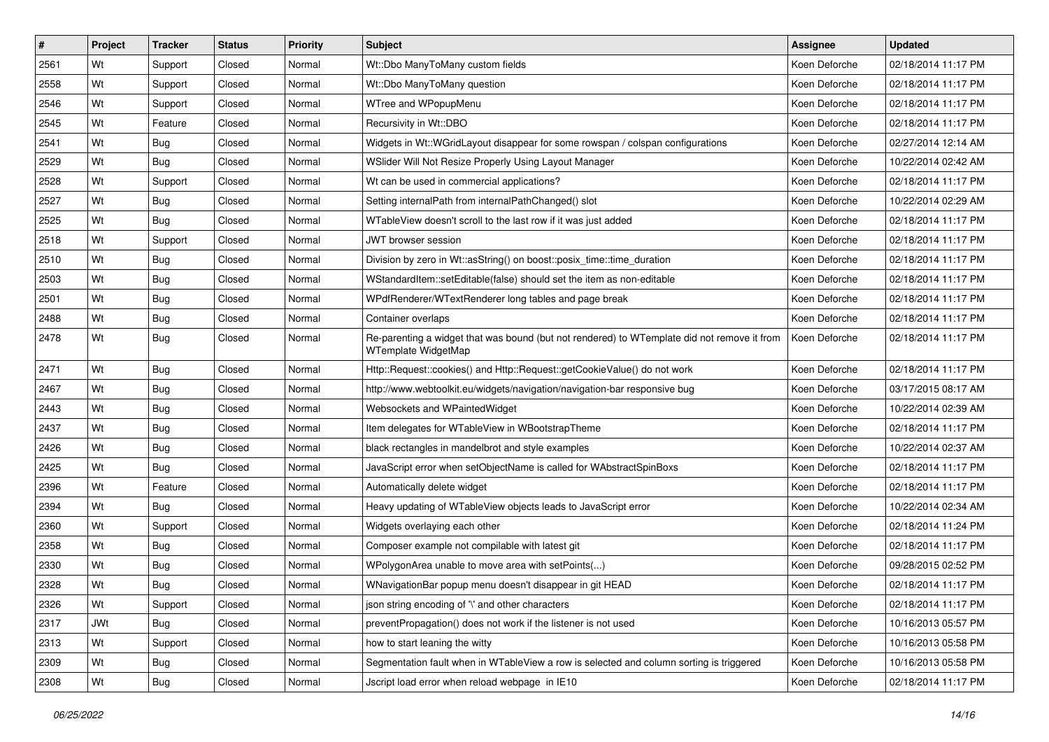| # | Project | Tracker | Status | Priority | Subject | Assignee | Updated |
|---|---|---|---|---|---|---|---|
| 2561 | Wt | Support | Closed | Normal | Wt::Dbo ManyToMany custom fields | Koen Deforche | 02/18/2014 11:17 PM |
| 2558 | Wt | Support | Closed | Normal | Wt::Dbo ManyToMany question | Koen Deforche | 02/18/2014 11:17 PM |
| 2546 | Wt | Support | Closed | Normal | WTree and WPopupMenu | Koen Deforche | 02/18/2014 11:17 PM |
| 2545 | Wt | Feature | Closed | Normal | Recursivity in Wt::DBO | Koen Deforche | 02/18/2014 11:17 PM |
| 2541 | Wt | Bug | Closed | Normal | Widgets in Wt::WGridLayout disappear for some rowspan / colspan configurations | Koen Deforche | 02/27/2014 12:14 AM |
| 2529 | Wt | Bug | Closed | Normal | WSlider Will Not Resize Properly Using Layout Manager | Koen Deforche | 10/22/2014 02:42 AM |
| 2528 | Wt | Support | Closed | Normal | Wt can be used in commercial applications? | Koen Deforche | 02/18/2014 11:17 PM |
| 2527 | Wt | Bug | Closed | Normal | Setting internalPath from internalPathChanged() slot | Koen Deforche | 10/22/2014 02:29 AM |
| 2525 | Wt | Bug | Closed | Normal | WTableView doesn't scroll to the last row if it was just added | Koen Deforche | 02/18/2014 11:17 PM |
| 2518 | Wt | Support | Closed | Normal | JWT browser session | Koen Deforche | 02/18/2014 11:17 PM |
| 2510 | Wt | Bug | Closed | Normal | Division by zero in Wt::asString() on boost::posix_time::time_duration | Koen Deforche | 02/18/2014 11:17 PM |
| 2503 | Wt | Bug | Closed | Normal | WStandardItem::setEditable(false) should set the item as non-editable | Koen Deforche | 02/18/2014 11:17 PM |
| 2501 | Wt | Bug | Closed | Normal | WPdfRenderer/WTextRenderer long tables and page break | Koen Deforche | 02/18/2014 11:17 PM |
| 2488 | Wt | Bug | Closed | Normal | Container overlaps | Koen Deforche | 02/18/2014 11:17 PM |
| 2478 | Wt | Bug | Closed | Normal | Re-parenting a widget that was bound (but not rendered) to WTemplate did not remove it from WTemplate WidgetMap | Koen Deforche | 02/18/2014 11:17 PM |
| 2471 | Wt | Bug | Closed | Normal | Http::Request::cookies() and Http::Request::getCookieValue() do not work | Koen Deforche | 02/18/2014 11:17 PM |
| 2467 | Wt | Bug | Closed | Normal | http://www.webtoolkit.eu/widgets/navigation/navigation-bar responsive bug | Koen Deforche | 03/17/2015 08:17 AM |
| 2443 | Wt | Bug | Closed | Normal | Websockets and WPaintedWidget | Koen Deforche | 10/22/2014 02:39 AM |
| 2437 | Wt | Bug | Closed | Normal | Item delegates for WTableView in WBootstrapTheme | Koen Deforche | 02/18/2014 11:17 PM |
| 2426 | Wt | Bug | Closed | Normal | black rectangles in mandelbrot and style examples | Koen Deforche | 10/22/2014 02:37 AM |
| 2425 | Wt | Bug | Closed | Normal | JavaScript error when setObjectName is called for WAbstractSpinBoxs | Koen Deforche | 02/18/2014 11:17 PM |
| 2396 | Wt | Feature | Closed | Normal | Automatically delete widget | Koen Deforche | 02/18/2014 11:17 PM |
| 2394 | Wt | Bug | Closed | Normal | Heavy updating of WTableView objects leads to JavaScript error | Koen Deforche | 10/22/2014 02:34 AM |
| 2360 | Wt | Support | Closed | Normal | Widgets overlaying each other | Koen Deforche | 02/18/2014 11:24 PM |
| 2358 | Wt | Bug | Closed | Normal | Composer example not compilable with latest git | Koen Deforche | 02/18/2014 11:17 PM |
| 2330 | Wt | Bug | Closed | Normal | WPolygonArea unable to move area with setPoints(...) | Koen Deforche | 09/28/2015 02:52 PM |
| 2328 | Wt | Bug | Closed | Normal | WNavigationBar popup menu doesn't disappear in git HEAD | Koen Deforche | 02/18/2014 11:17 PM |
| 2326 | Wt | Support | Closed | Normal | json string encoding of '\' and other characters | Koen Deforche | 02/18/2014 11:17 PM |
| 2317 | JWt | Bug | Closed | Normal | preventPropagation() does not work if the listener is not used | Koen Deforche | 10/16/2013 05:57 PM |
| 2313 | Wt | Support | Closed | Normal | how to start leaning the witty | Koen Deforche | 10/16/2013 05:58 PM |
| 2309 | Wt | Bug | Closed | Normal | Segmentation fault when in WTableView a row is selected and column sorting is triggered | Koen Deforche | 10/16/2013 05:58 PM |
| 2308 | Wt | Bug | Closed | Normal | Jscript load error when reload webpage in IE10 | Koen Deforche | 02/18/2014 11:17 PM |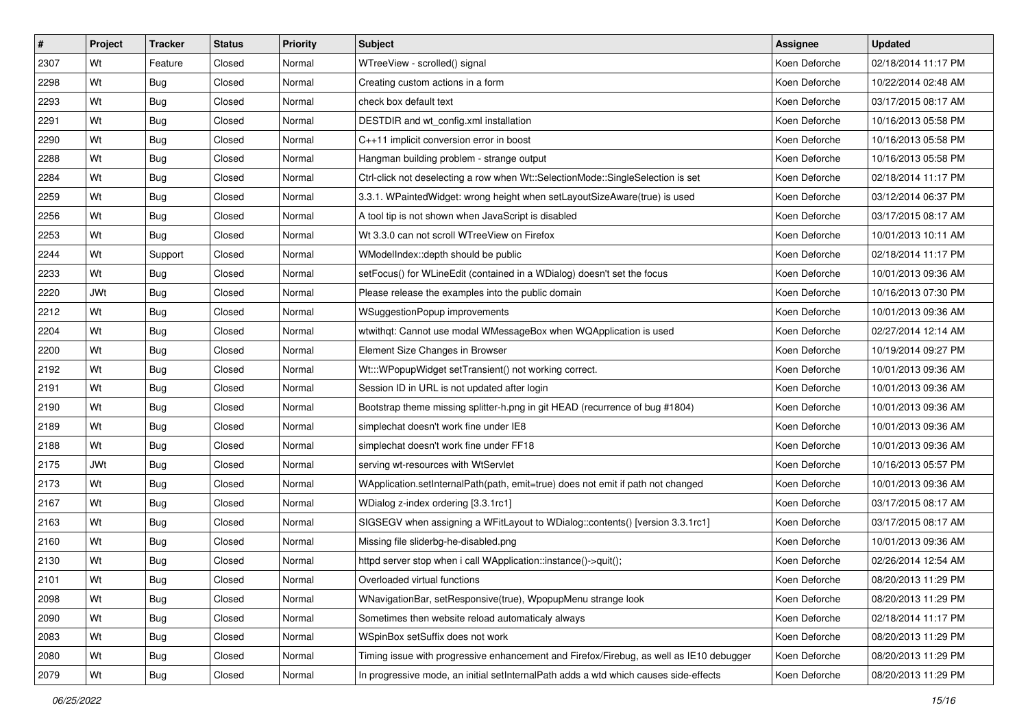| # | Project | Tracker | Status | Priority | Subject | Assignee | Updated |
|---|---|---|---|---|---|---|---|
| 2307 | Wt | Feature | Closed | Normal | WTreeView - scrolled() signal | Koen Deforche | 02/18/2014 11:17 PM |
| 2298 | Wt | Bug | Closed | Normal | Creating custom actions in a form | Koen Deforche | 10/22/2014 02:48 AM |
| 2293 | Wt | Bug | Closed | Normal | check box default text | Koen Deforche | 03/17/2015 08:17 AM |
| 2291 | Wt | Bug | Closed | Normal | DESTDIR and wt_config.xml installation | Koen Deforche | 10/16/2013 05:58 PM |
| 2290 | Wt | Bug | Closed | Normal | C++11 implicit conversion error in boost | Koen Deforche | 10/16/2013 05:58 PM |
| 2288 | Wt | Bug | Closed | Normal | Hangman building problem - strange output | Koen Deforche | 10/16/2013 05:58 PM |
| 2284 | Wt | Bug | Closed | Normal | Ctrl-click not deselecting a row when Wt::SelectionMode::SingleSelection is set | Koen Deforche | 02/18/2014 11:17 PM |
| 2259 | Wt | Bug | Closed | Normal | 3.3.1. WPaintedWidget: wrong height when setLayoutSizeAware(true) is used | Koen Deforche | 03/12/2014 06:37 PM |
| 2256 | Wt | Bug | Closed | Normal | A tool tip is not shown when JavaScript is disabled | Koen Deforche | 03/17/2015 08:17 AM |
| 2253 | Wt | Bug | Closed | Normal | Wt 3.3.0 can not scroll WTreeView on Firefox | Koen Deforche | 10/01/2013 10:11 AM |
| 2244 | Wt | Support | Closed | Normal | WModelIndex::depth should be public | Koen Deforche | 02/18/2014 11:17 PM |
| 2233 | Wt | Bug | Closed | Normal | setFocus() for WLineEdit (contained in a WDialog) doesn't set the focus | Koen Deforche | 10/01/2013 09:36 AM |
| 2220 | JWt | Bug | Closed | Normal | Please release the examples into the public domain | Koen Deforche | 10/16/2013 07:30 PM |
| 2212 | Wt | Bug | Closed | Normal | WSuggestionPopup improvements | Koen Deforche | 10/01/2013 09:36 AM |
| 2204 | Wt | Bug | Closed | Normal | wtwithqt: Cannot use modal WMessageBox when WQApplication is used | Koen Deforche | 02/27/2014 12:14 AM |
| 2200 | Wt | Bug | Closed | Normal | Element Size Changes in Browser | Koen Deforche | 10/19/2014 09:27 PM |
| 2192 | Wt | Bug | Closed | Normal | Wt:::WPopupWidget setTransient() not working correct. | Koen Deforche | 10/01/2013 09:36 AM |
| 2191 | Wt | Bug | Closed | Normal | Session ID in URL is not updated after login | Koen Deforche | 10/01/2013 09:36 AM |
| 2190 | Wt | Bug | Closed | Normal | Bootstrap theme missing splitter-h.png in git HEAD (recurrence of bug #1804) | Koen Deforche | 10/01/2013 09:36 AM |
| 2189 | Wt | Bug | Closed | Normal | simplechat doesn't work fine under IE8 | Koen Deforche | 10/01/2013 09:36 AM |
| 2188 | Wt | Bug | Closed | Normal | simplechat doesn't work fine under FF18 | Koen Deforche | 10/01/2013 09:36 AM |
| 2175 | JWt | Bug | Closed | Normal | serving wt-resources with WtServlet | Koen Deforche | 10/16/2013 05:57 PM |
| 2173 | Wt | Bug | Closed | Normal | WApplication.setInternalPath(path, emit=true) does not emit if path not changed | Koen Deforche | 10/01/2013 09:36 AM |
| 2167 | Wt | Bug | Closed | Normal | WDialog z-index ordering [3.3.1rc1] | Koen Deforche | 03/17/2015 08:17 AM |
| 2163 | Wt | Bug | Closed | Normal | SIGSEGV when assigning a WFitLayout to WDialog::contents() [version 3.3.1rc1] | Koen Deforche | 03/17/2015 08:17 AM |
| 2160 | Wt | Bug | Closed | Normal | Missing file sliderbg-he-disabled.png | Koen Deforche | 10/01/2013 09:36 AM |
| 2130 | Wt | Bug | Closed | Normal | httpd server stop when i call WApplication::instance()->quit(); | Koen Deforche | 02/26/2014 12:54 AM |
| 2101 | Wt | Bug | Closed | Normal | Overloaded virtual functions | Koen Deforche | 08/20/2013 11:29 PM |
| 2098 | Wt | Bug | Closed | Normal | WNavigationBar, setResponsive(true), WpopupMenu strange look | Koen Deforche | 08/20/2013 11:29 PM |
| 2090 | Wt | Bug | Closed | Normal | Sometimes then website reload automaticaly always | Koen Deforche | 02/18/2014 11:17 PM |
| 2083 | Wt | Bug | Closed | Normal | WSpinBox setSuffix does not work | Koen Deforche | 08/20/2013 11:29 PM |
| 2080 | Wt | Bug | Closed | Normal | Timing issue with progressive enhancement and Firefox/Firebug, as well as IE10 debugger | Koen Deforche | 08/20/2013 11:29 PM |
| 2079 | Wt | Bug | Closed | Normal | In progressive mode, an initial setInternalPath adds a wtd which causes side-effects | Koen Deforche | 08/20/2013 11:29 PM |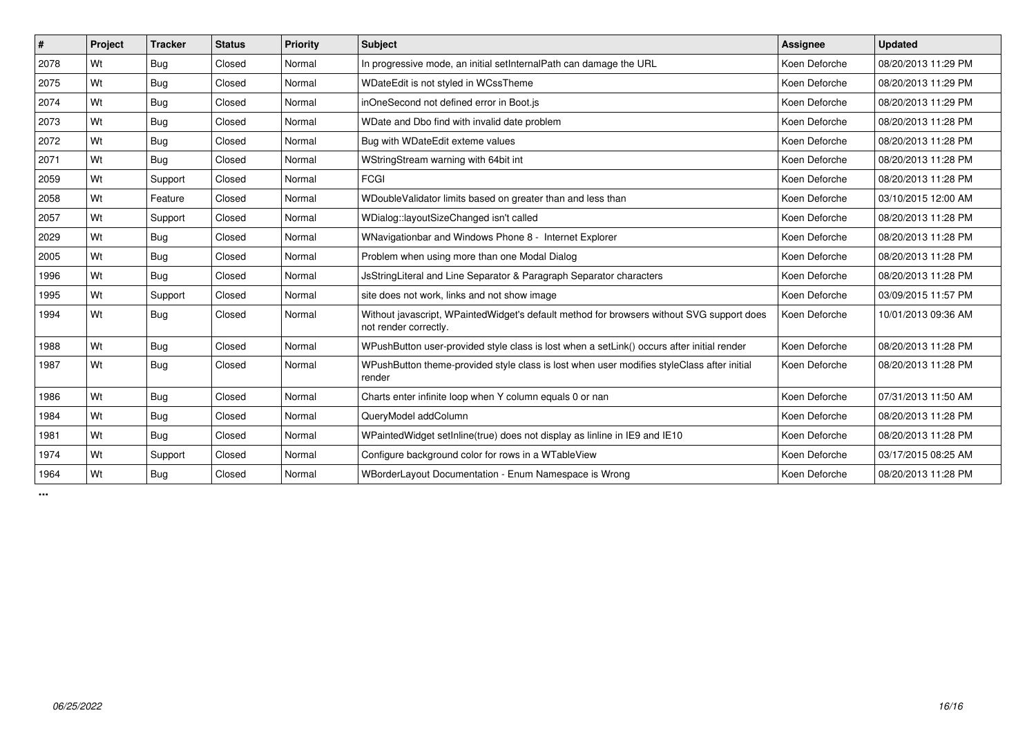| # | Project | Tracker | Status | Priority | Subject | Assignee | Updated |
|---|---|---|---|---|---|---|---|
| 2078 | Wt | Bug | Closed | Normal | In progressive mode, an initial setInternalPath can damage the URL | Koen Deforche | 08/20/2013 11:29 PM |
| 2075 | Wt | Bug | Closed | Normal | WDateEdit is not styled in WCssTheme | Koen Deforche | 08/20/2013 11:29 PM |
| 2074 | Wt | Bug | Closed | Normal | inOneSecond not defined error in Boot.js | Koen Deforche | 08/20/2013 11:29 PM |
| 2073 | Wt | Bug | Closed | Normal | WDate and Dbo find with invalid date problem | Koen Deforche | 08/20/2013 11:28 PM |
| 2072 | Wt | Bug | Closed | Normal | Bug with WDateEdit exteme values | Koen Deforche | 08/20/2013 11:28 PM |
| 2071 | Wt | Bug | Closed | Normal | WStringStream warning with 64bit int | Koen Deforche | 08/20/2013 11:28 PM |
| 2059 | Wt | Support | Closed | Normal | FCGI | Koen Deforche | 08/20/2013 11:28 PM |
| 2058 | Wt | Feature | Closed | Normal | WDoubleValidator limits based on greater than and less than | Koen Deforche | 03/10/2015 12:00 AM |
| 2057 | Wt | Support | Closed | Normal | WDialog::layoutSizeChanged isn't called | Koen Deforche | 08/20/2013 11:28 PM |
| 2029 | Wt | Bug | Closed | Normal | WNavigationbar and Windows Phone 8 - Internet Explorer | Koen Deforche | 08/20/2013 11:28 PM |
| 2005 | Wt | Bug | Closed | Normal | Problem when using more than one Modal Dialog | Koen Deforche | 08/20/2013 11:28 PM |
| 1996 | Wt | Bug | Closed | Normal | JsStringLiteral and Line Separator & Paragraph Separator characters | Koen Deforche | 08/20/2013 11:28 PM |
| 1995 | Wt | Support | Closed | Normal | site does not work, links and not show image | Koen Deforche | 03/09/2015 11:57 PM |
| 1994 | Wt | Bug | Closed | Normal | Without javascript, WPaintedWidget's default method for browsers without SVG support does not render correctly. | Koen Deforche | 10/01/2013 09:36 AM |
| 1988 | Wt | Bug | Closed | Normal | WPushButton user-provided style class is lost when a setLink() occurs after initial render | Koen Deforche | 08/20/2013 11:28 PM |
| 1987 | Wt | Bug | Closed | Normal | WPushButton theme-provided style class is lost when user modifies styleClass after initial render | Koen Deforche | 08/20/2013 11:28 PM |
| 1986 | Wt | Bug | Closed | Normal | Charts enter infinite loop when Y column equals 0 or nan | Koen Deforche | 07/31/2013 11:50 AM |
| 1984 | Wt | Bug | Closed | Normal | QueryModel addColumn | Koen Deforche | 08/20/2013 11:28 PM |
| 1981 | Wt | Bug | Closed | Normal | WPaintedWidget setInline(true) does not display as linline in IE9 and IE10 | Koen Deforche | 08/20/2013 11:28 PM |
| 1974 | Wt | Support | Closed | Normal | Configure background color for rows in a WTableView | Koen Deforche | 03/17/2015 08:25 AM |
| 1964 | Wt | Bug | Closed | Normal | WBorderLayout Documentation - Enum Namespace is Wrong | Koen Deforche | 08/20/2013 11:28 PM |

...